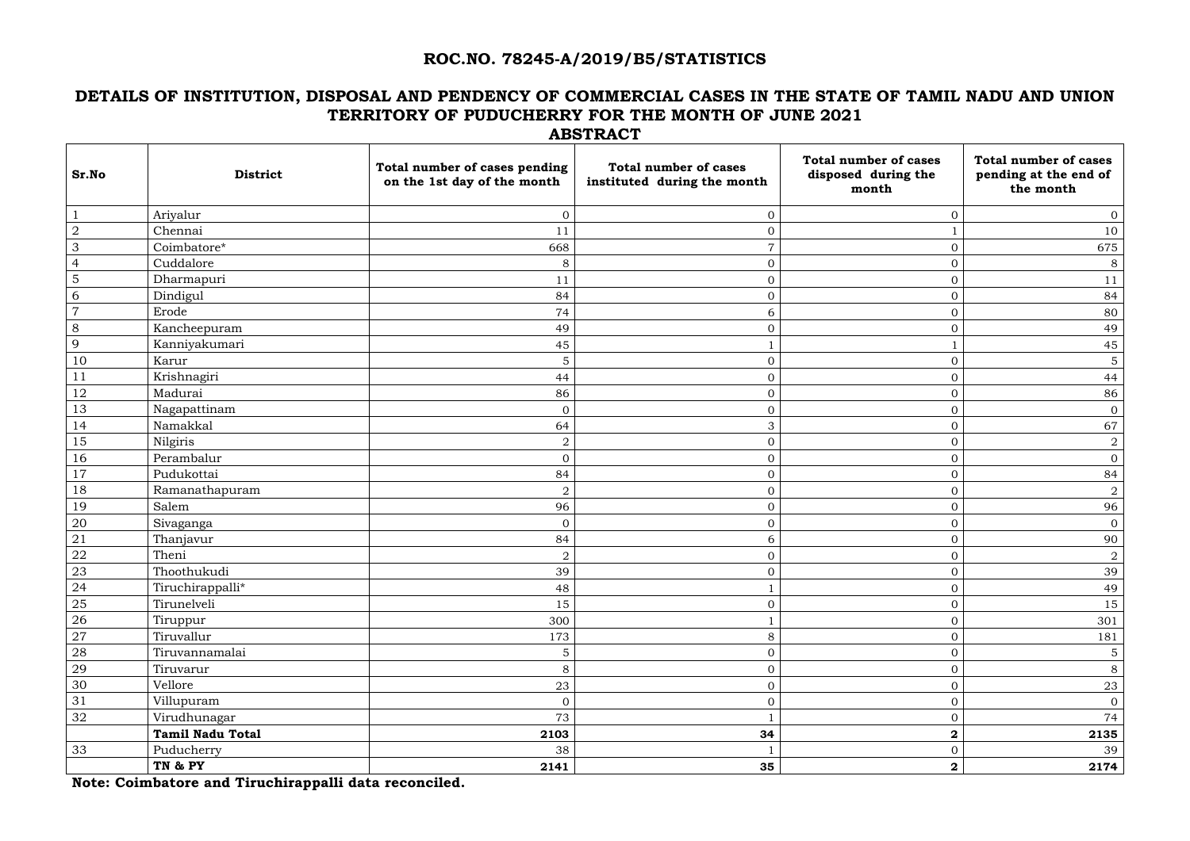# ROC.NO. 78245-A/2019/B5/STATISTICS

## DETAILS OF INSTITUTION, DISPOSAL AND PENDENCY OF COMMERCIAL CASES IN THE STATE OF TAMIL NADU AND UNION TERRITORY OF PUDUCHERRY FOR THE MONTH OF JUNE 2021

### ABSTRACT

| Sr.No | District | Total number of cases pending on the 1st day of the month | Total number of cases instituted during the month | Total number of cases disposed during the month | Total number of cases pending at the end of the month |
|---|---|---|---|---|---|
| 1 | Ariyalur | 0 | 0 | 0 | 0 |
| 2 | Chennai | 11 | 0 | 1 | 10 |
| 3 | Coimbatore* | 668 | 7 | 0 | 675 |
| 4 | Cuddalore | 8 | 0 | 0 | 8 |
| 5 | Dharmapuri | 11 | 0 | 0 | 11 |
| 6 | Dindigul | 84 | 0 | 0 | 84 |
| 7 | Erode | 74 | 6 | 0 | 80 |
| 8 | Kancheepuram | 49 | 0 | 0 | 49 |
| 9 | Kanniyakumari | 45 | 1 | 1 | 45 |
| 10 | Karur | 5 | 0 | 0 | 5 |
| 11 | Krishnagiri | 44 | 0 | 0 | 44 |
| 12 | Madurai | 86 | 0 | 0 | 86 |
| 13 | Nagapattinam | 0 | 0 | 0 | 0 |
| 14 | Namakkal | 64 | 3 | 0 | 67 |
| 15 | Nilgiris | 2 | 0 | 0 | 2 |
| 16 | Perambalur | 0 | 0 | 0 | 0 |
| 17 | Pudukottai | 84 | 0 | 0 | 84 |
| 18 | Ramanathapuram | 2 | 0 | 0 | 2 |
| 19 | Salem | 96 | 0 | 0 | 96 |
| 20 | Sivaganga | 0 | 0 | 0 | 0 |
| 21 | Thanjavur | 84 | 6 | 0 | 90 |
| 22 | Theni | 2 | 0 | 0 | 2 |
| 23 | Thoothukudi | 39 | 0 | 0 | 39 |
| 24 | Tiruchirappalli* | 48 | 1 | 0 | 49 |
| 25 | Tirunelveli | 15 | 0 | 0 | 15 |
| 26 | Tiruppur | 300 | 1 | 0 | 301 |
| 27 | Tiruvallur | 173 | 8 | 0 | 181 |
| 28 | Tiruvannamalai | 5 | 0 | 0 | 5 |
| 29 | Tiruvarur | 8 | 0 | 0 | 8 |
| 30 | Vellore | 23 | 0 | 0 | 23 |
| 31 | Villupuram | 0 | 0 | 0 | 0 |
| 32 | Virudhunagar | 73 | 1 | 0 | 74 |
| | **Tamil Nadu Total** | **2103** | **34** | **2** | **2135** |
| 33 | Puducherry | 38 | 1 | 0 | 39 |
| | **TN & PY** | **2141** | **35** | **2** | **2174** |

**Note: Coimbatore and Tiruchirappalli data reconciled.**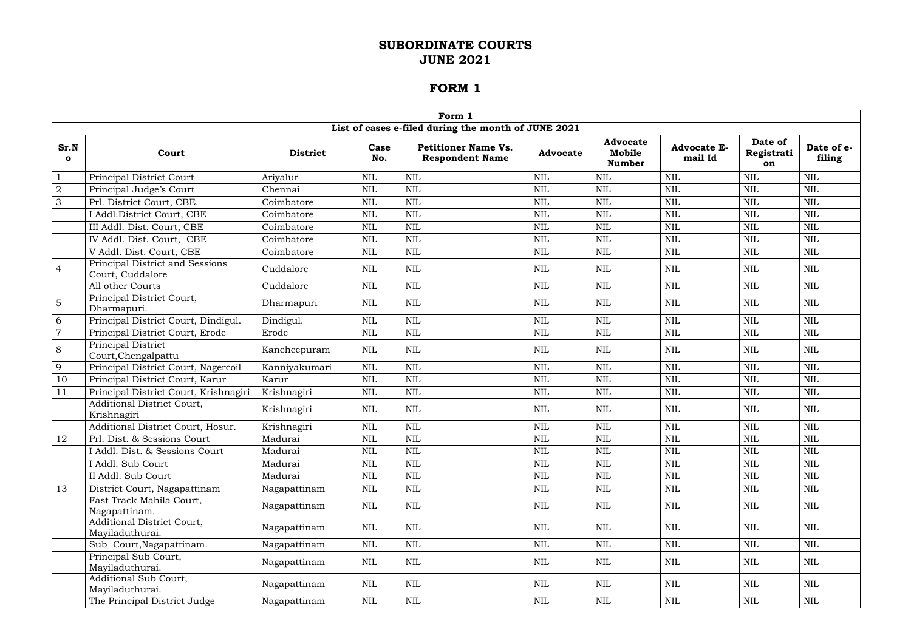# SUBORDINATE COURTS
# JUNE 2021

# FORM 1

| Form 1 | | | | | | | | | |
|---|---|---|---|---|---|---|---|---|---|
| List of cases e-filed during the month of JUNE 2021 | | | | | | | | | |
| **Sr.No** | **Court** | **District** | **Case No.** | **Petitioner Name Vs. Respondent Name** | **Advocate** | **Advocate Mobile Number** | **Advocate E-mail Id** | **Date of Registration** | **Date of e-filing** |
| 1 | Principal District Court | Ariyalur | NIL | NIL | NIL | NIL | NIL | NIL | NIL |
| 2 | Principal Judge's Court | Chennai | NIL | NIL | NIL | NIL | NIL | NIL | NIL |
| 3 | Prl. District Court, CBE. | Coimbatore | NIL | NIL | NIL | NIL | NIL | NIL | NIL |
| | I Addl.District Court, CBE | Coimbatore | NIL | NIL | NIL | NIL | NIL | NIL | NIL |
| | III Addl. Dist. Court, CBE | Coimbatore | NIL | NIL | NIL | NIL | NIL | NIL | NIL |
| | IV Addl. Dist. Court, CBE | Coimbatore | NIL | NIL | NIL | NIL | NIL | NIL | NIL |
| | V Addl. Dist. Court, CBE | Coimbatore | NIL | NIL | NIL | NIL | NIL | NIL | NIL |
| 4 | Principal District and Sessions Court, Cuddalore | Cuddalore | NIL | NIL | NIL | NIL | NIL | NIL | NIL |
| | All other Courts | Cuddalore | NIL | NIL | NIL | NIL | NIL | NIL | NIL |
| 5 | Principal District Court, Dharmapuri. | Dharmapuri | NIL | NIL | NIL | NIL | NIL | NIL | NIL |
| 6 | Principal District Court, Dindigul. | Dindigul. | NIL | NIL | NIL | NIL | NIL | NIL | NIL |
| 7 | Principal District Court, Erode | Erode | NIL | NIL | NIL | NIL | NIL | NIL | NIL |
| 8 | Principal District Court,Chengalpattu | Kancheepuram | NIL | NIL | NIL | NIL | NIL | NIL | NIL |
| 9 | Principal District Court, Nagercoil | Kanniyakumari | NIL | NIL | NIL | NIL | NIL | NIL | NIL |
| 10 | Principal District Court, Karur | Karur | NIL | NIL | NIL | NIL | NIL | NIL | NIL |
| 11 | Principal District Court, Krishnagiri | Krishnagiri | NIL | NIL | NIL | NIL | NIL | NIL | NIL |
| | Additional District Court, Krishnagiri | Krishnagiri | NIL | NIL | NIL | NIL | NIL | NIL | NIL |
| | Additional District Court, Hosur. | Krishnagiri | NIL | NIL | NIL | NIL | NIL | NIL | NIL |
| 12 | Prl. Dist. & Sessions Court | Madurai | NIL | NIL | NIL | NIL | NIL | NIL | NIL |
| | I Addl. Dist. & Sessions Court | Madurai | NIL | NIL | NIL | NIL | NIL | NIL | NIL |
| | I Addl. Sub Court | Madurai | NIL | NIL | NIL | NIL | NIL | NIL | NIL |
| | II Addl. Sub Court | Madurai | NIL | NIL | NIL | NIL | NIL | NIL | NIL |
| 13 | District Court, Nagapattinam | Nagapattinam | NIL | NIL | NIL | NIL | NIL | NIL | NIL |
| | Fast Track Mahila Court, Nagapattinam. | Nagapattinam | NIL | NIL | NIL | NIL | NIL | NIL | NIL |
| | Additional District Court, Mayiladuthurai. | Nagapattinam | NIL | NIL | NIL | NIL | NIL | NIL | NIL |
| | Sub Court,Nagapattinam. | Nagapattinam | NIL | NIL | NIL | NIL | NIL | NIL | NIL |
| | Principal Sub Court, Mayiladuthurai. | Nagapattinam | NIL | NIL | NIL | NIL | NIL | NIL | NIL |
| | Additional Sub Court, Mayiladuthurai. | Nagapattinam | NIL | NIL | NIL | NIL | NIL | NIL | NIL |
| | The Principal District Judge | Nagapattinam | NIL | NIL | NIL | NIL | NIL | NIL | NIL |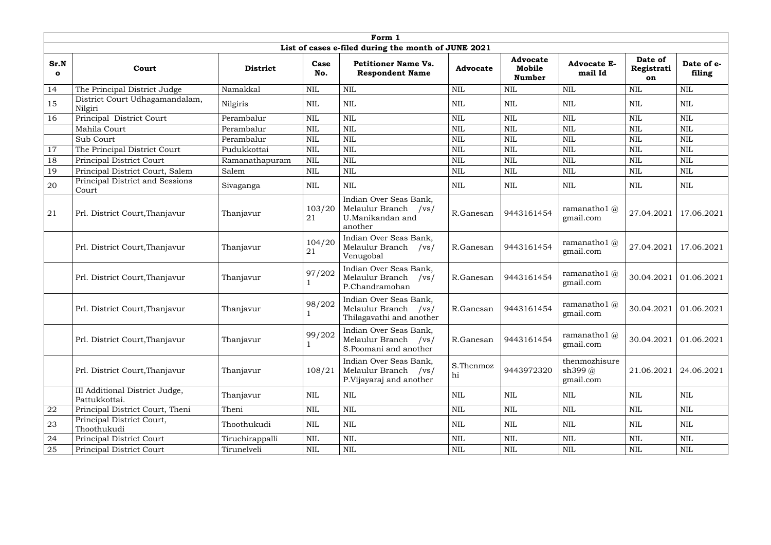| Form 1 | | | | | | | | | |
|---|---|---|---|---|---|---|---|---|---|
| List of cases e-filed during the month of JUNE 2021 | | | | | | | | | |
| **Sr.No** | **Court** | **District** | **Case No.** | **Petitioner Name Vs. Respondent Name** | **Advocate** | **Advocate Mobile Number** | **Advocate E-mail Id** | **Date of Registration** | **Date of e-filing** |
| 14 | The Principal District Judge | Namakkal | NIL | NIL | NIL | NIL | NIL | NIL | NIL |
| 15 | District Court Udhagamandalam, Nilgiri | Nilgiris | NIL | NIL | NIL | NIL | NIL | NIL | NIL |
| 16 | Principal District Court | Perambalur | NIL | NIL | NIL | NIL | NIL | NIL | NIL |
| | Mahila Court | Perambalur | NIL | NIL | NIL | NIL | NIL | NIL | NIL |
| | Sub Court | Perambalur | NIL | NIL | NIL | NIL | NIL | NIL | NIL |
| 17 | The Principal District Court | Pudukkottai | NIL | NIL | NIL | NIL | NIL | NIL | NIL |
| 18 | Principal District Court | Ramanathapuram | NIL | NIL | NIL | NIL | NIL | NIL | NIL |
| 19 | Principal District Court, Salem | Salem | NIL | NIL | NIL | NIL | NIL | NIL | NIL |
| 20 | Principal District and Sessions Court | Sivaganga | NIL | NIL | NIL | NIL | NIL | NIL | NIL |
| 21 | Prl. District Court,Thanjavur | Thanjavur | 103/2021 | Indian Over Seas Bank, Melaulur Branch /vs/ U.Manikandan and another | R.Ganesan | 9443161454 | ramanatho1@gmail.com | 27.04.2021 | 17.06.2021 |
| | Prl. District Court,Thanjavur | Thanjavur | 104/2021 | Indian Over Seas Bank, Melaulur Branch /vs/ Venugobal | R.Ganesan | 9443161454 | ramanatho1@gmail.com | 27.04.2021 | 17.06.2021 |
| | Prl. District Court,Thanjavur | Thanjavur | 97/2021 | Indian Over Seas Bank, Melaulur Branch /vs/ P.Chandramohan | R.Ganesan | 9443161454 | ramanatho1@gmail.com | 30.04.2021 | 01.06.2021 |
| | Prl. District Court,Thanjavur | Thanjavur | 98/2021 | Indian Over Seas Bank, Melaulur Branch /vs/ Thilagavathi and another | R.Ganesan | 9443161454 | ramanatho1@gmail.com | 30.04.2021 | 01.06.2021 |
| | Prl. District Court,Thanjavur | Thanjavur | 99/2021 | Indian Over Seas Bank, Melaulur Branch /vs/ S.Poomani and another | R.Ganesan | 9443161454 | ramanatho1@gmail.com | 30.04.2021 | 01.06.2021 |
| | Prl. District Court,Thanjavur | Thanjavur | 108/21 | Indian Over Seas Bank, Melaulur Branch /vs/ P.Vijayaraj and another | S.Thenmozhi | 9443972320 | thenmozhisuresh399@gmail.com | 21.06.2021 | 24.06.2021 |
| | III Additional District Judge, Pattukkottai. | Thanjavur | NIL | NIL | NIL | NIL | NIL | NIL | NIL |
| 22 | Principal District Court, Theni | Theni | NIL | NIL | NIL | NIL | NIL | NIL | NIL |
| 23 | Principal District Court, Thoothukudi | Thoothukudi | NIL | NIL | NIL | NIL | NIL | NIL | NIL |
| 24 | Principal District Court | Tiruchirappalli | NIL | NIL | NIL | NIL | NIL | NIL | NIL |
| 25 | Principal District Court | Tirunelveli | NIL | NIL | NIL | NIL | NIL | NIL | NIL |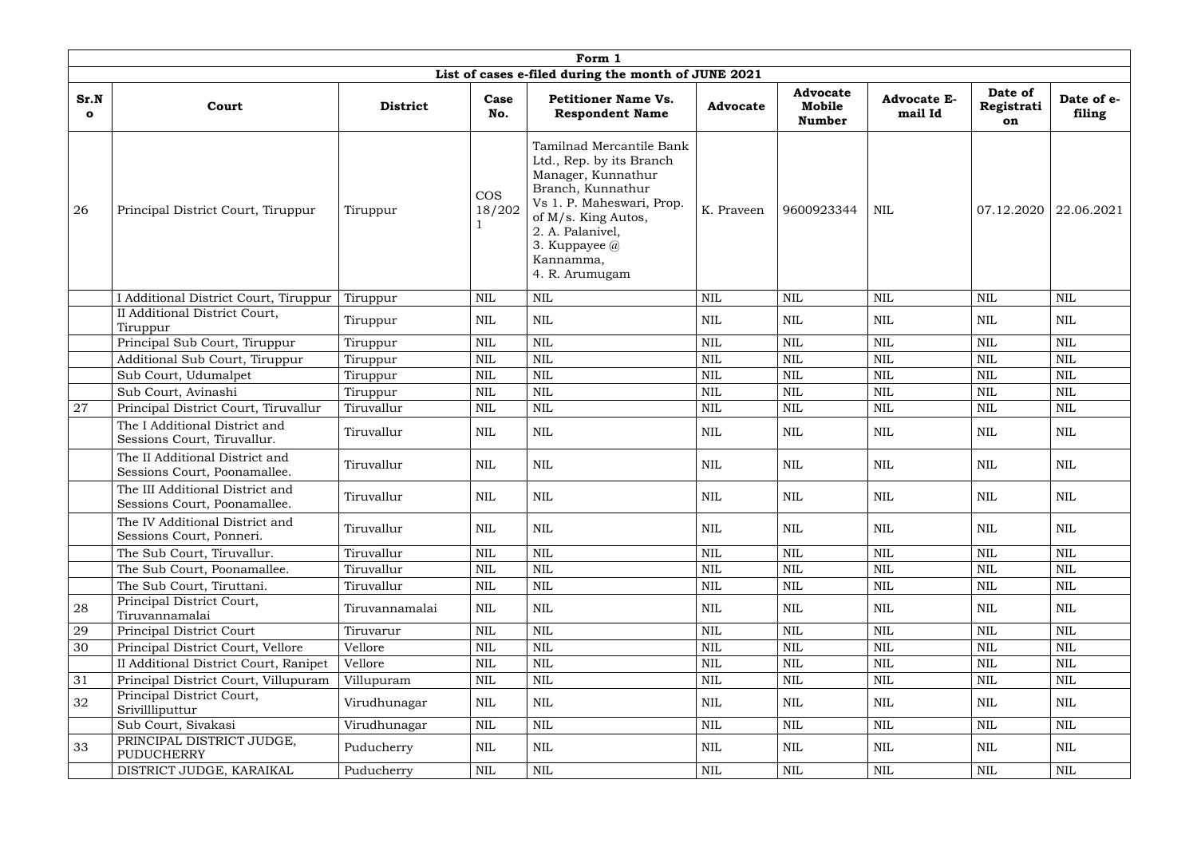| Form 1 | | | | | | | | | |
|---|---|---|---|---|---|---|---|---|---|
| **List of cases e-filed during the month of JUNE 2021** | | | | | | | | | |
| **Sr.No** | **Court** | **District** | **Case No.** | **Petitioner Name Vs. Respondent Name** | **Advocate** | **Advocate Mobile Number** | **Advocate E-mail Id** | **Date of Registration** | **Date of e-filing** |
| 26 | Principal District Court, Tiruppur | Tiruppur | COS 18/2021 | Tamilnad Mercantile Bank Ltd., Rep. by its Branch Manager, Kunnathur Branch, Kunnathur Vs 1. P. Maheswari, Prop. of M/s. King Autos, 2. A. Palanivel, 3. Kuppayee @ Kannamma, 4. R. Arumugam | K. Praveen | 9600923344 | NIL | 07.12.2020 | 22.06.2021 |
| | I Additional District Court, Tiruppur | Tiruppur | NIL | NIL | NIL | NIL | NIL | NIL | NIL |
| | II Additional District Court, Tiruppur | Tiruppur | NIL | NIL | NIL | NIL | NIL | NIL | NIL |
| | Principal Sub Court, Tiruppur | Tiruppur | NIL | NIL | NIL | NIL | NIL | NIL | NIL |
| | Additional Sub Court, Tiruppur | Tiruppur | NIL | NIL | NIL | NIL | NIL | NIL | NIL |
| | Sub Court, Udumalpet | Tiruppur | NIL | NIL | NIL | NIL | NIL | NIL | NIL |
| | Sub Court, Avinashi | Tiruppur | NIL | NIL | NIL | NIL | NIL | NIL | NIL |
| 27 | Principal District Court, Tiruvallur | Tiruvallur | NIL | NIL | NIL | NIL | NIL | NIL | NIL |
| | The I Additional District and Sessions Court, Tiruvallur. | Tiruvallur | NIL | NIL | NIL | NIL | NIL | NIL | NIL |
| | The II Additional District and Sessions Court, Poonamallee. | Tiruvallur | NIL | NIL | NIL | NIL | NIL | NIL | NIL |
| | The III Additional District and Sessions Court, Poonamallee. | Tiruvallur | NIL | NIL | NIL | NIL | NIL | NIL | NIL |
| | The IV Additional District and Sessions Court, Ponneri. | Tiruvallur | NIL | NIL | NIL | NIL | NIL | NIL | NIL |
| | The Sub Court, Tiruvallur. | Tiruvallur | NIL | NIL | NIL | NIL | NIL | NIL | NIL |
| | The Sub Court, Poonamallee. | Tiruvallur | NIL | NIL | NIL | NIL | NIL | NIL | NIL |
| | The Sub Court, Tiruttani. | Tiruvallur | NIL | NIL | NIL | NIL | NIL | NIL | NIL |
| 28 | Principal District Court, Tiruvannamalai | Tiruvannamalai | NIL | NIL | NIL | NIL | NIL | NIL | NIL |
| 29 | Principal District Court | Tiruvarur | NIL | NIL | NIL | NIL | NIL | NIL | NIL |
| 30 | Principal District Court, Vellore | Vellore | NIL | NIL | NIL | NIL | NIL | NIL | NIL |
| | II Additional District Court, Ranipet | Vellore | NIL | NIL | NIL | NIL | NIL | NIL | NIL |
| 31 | Principal District Court, Villupuram | Villupuram | NIL | NIL | NIL | NIL | NIL | NIL | NIL |
| 32 | Principal District Court, Srivillliputtur | Virudhunagar | NIL | NIL | NIL | NIL | NIL | NIL | NIL |
| | Sub Court, Sivakasi | Virudhunagar | NIL | NIL | NIL | NIL | NIL | NIL | NIL |
| 33 | PRINCIPAL DISTRICT JUDGE, PUDUCHERRY | Puducherry | NIL | NIL | NIL | NIL | NIL | NIL | NIL |
| | DISTRICT JUDGE, KARAIKAL | Puducherry | NIL | NIL | NIL | NIL | NIL | NIL | NIL |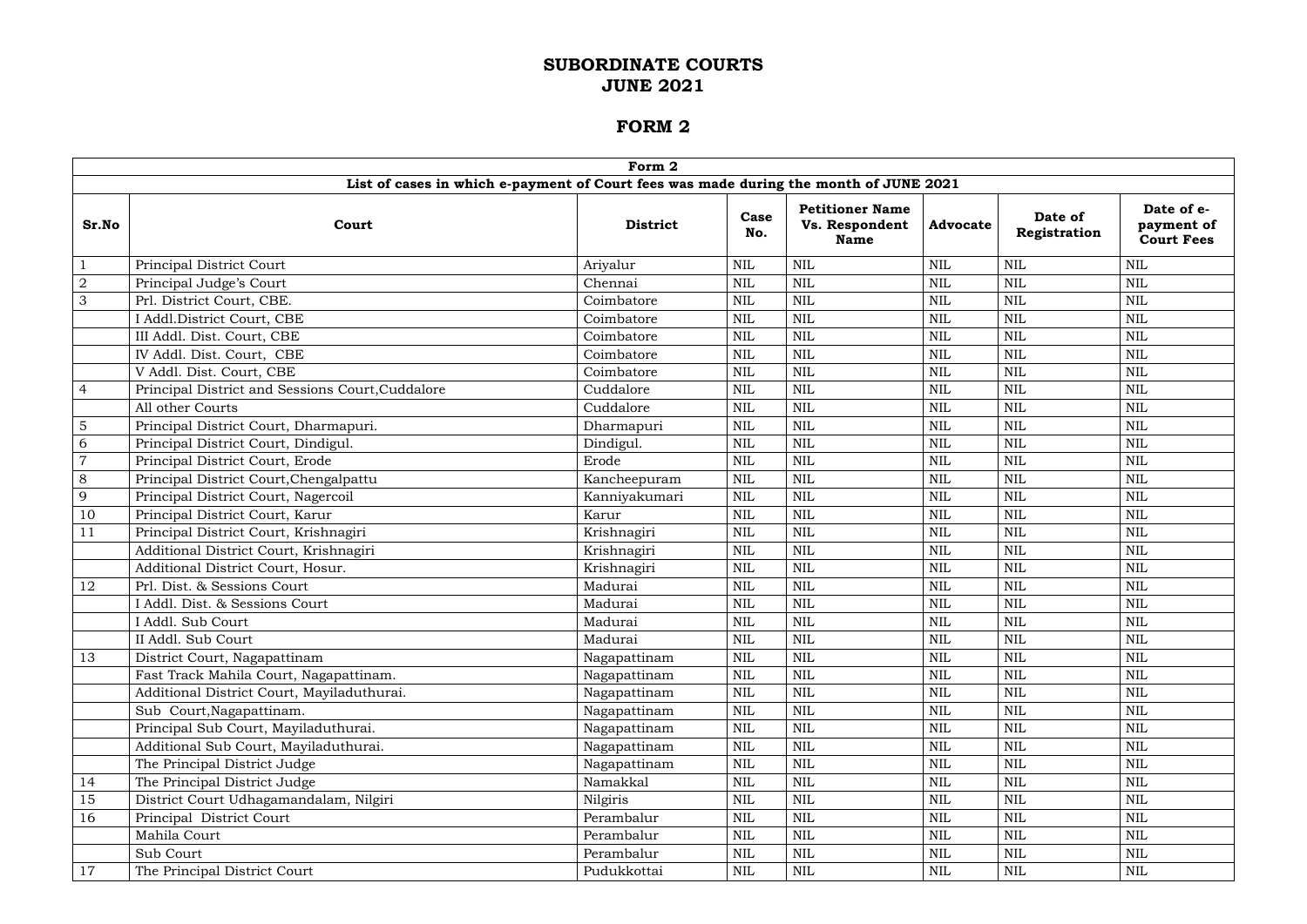# SUBORDINATE COURTS
# JUNE 2021

# FORM 2

| Form 2 | | | | | | | |
|---|---|---|---|---|---|---|---|
| **List of cases in which e-payment of Court fees was made during the month of JUNE 2021** | | | | | | | |
| **Sr.No** | **Court** | **District** | **Case No.** | **Petitioner Name Vs. Respondent Name** | **Advocate** | **Date of Registration** | **Date of e-payment of Court Fees** |
| 1 | Principal District Court | Ariyalur | NIL | NIL | NIL | NIL | NIL |
| 2 | Principal Judge's Court | Chennai | NIL | NIL | NIL | NIL | NIL |
| 3 | Prl. District Court, CBE. | Coimbatore | NIL | NIL | NIL | NIL | NIL |
| | I Addl.District Court, CBE | Coimbatore | NIL | NIL | NIL | NIL | NIL |
| | III Addl. Dist. Court, CBE | Coimbatore | NIL | NIL | NIL | NIL | NIL |
| | IV Addl. Dist. Court, CBE | Coimbatore | NIL | NIL | NIL | NIL | NIL |
| | V Addl. Dist. Court, CBE | Coimbatore | NIL | NIL | NIL | NIL | NIL |
| 4 | Principal District and Sessions Court,Cuddalore | Cuddalore | NIL | NIL | NIL | NIL | NIL |
| | All other Courts | Cuddalore | NIL | NIL | NIL | NIL | NIL |
| 5 | Principal District Court, Dharmapuri. | Dharmapuri | NIL | NIL | NIL | NIL | NIL |
| 6 | Principal District Court, Dindigul. | Dindigul. | NIL | NIL | NIL | NIL | NIL |
| 7 | Principal District Court, Erode | Erode | NIL | NIL | NIL | NIL | NIL |
| 8 | Principal District Court,Chengalpattu | Kancheepuram | NIL | NIL | NIL | NIL | NIL |
| 9 | Principal District Court, Nagercoil | Kanniyakumari | NIL | NIL | NIL | NIL | NIL |
| 10 | Principal District Court, Karur | Karur | NIL | NIL | NIL | NIL | NIL |
| 11 | Principal District Court, Krishnagiri | Krishnagiri | NIL | NIL | NIL | NIL | NIL |
| | Additional District Court, Krishnagiri | Krishnagiri | NIL | NIL | NIL | NIL | NIL |
| | Additional District Court, Hosur. | Krishnagiri | NIL | NIL | NIL | NIL | NIL |
| 12 | Prl. Dist. & Sessions Court | Madurai | NIL | NIL | NIL | NIL | NIL |
| | I Addl. Dist. & Sessions Court | Madurai | NIL | NIL | NIL | NIL | NIL |
| | I Addl. Sub Court | Madurai | NIL | NIL | NIL | NIL | NIL |
| | II Addl. Sub Court | Madurai | NIL | NIL | NIL | NIL | NIL |
| 13 | District Court, Nagapattinam | Nagapattinam | NIL | NIL | NIL | NIL | NIL |
| | Fast Track Mahila Court, Nagapattinam. | Nagapattinam | NIL | NIL | NIL | NIL | NIL |
| | Additional District Court, Mayiladuthurai. | Nagapattinam | NIL | NIL | NIL | NIL | NIL |
| | Sub Court,Nagapattinam. | Nagapattinam | NIL | NIL | NIL | NIL | NIL |
| | Principal Sub Court, Mayiladuthurai. | Nagapattinam | NIL | NIL | NIL | NIL | NIL |
| | Additional Sub Court, Mayiladuthurai. | Nagapattinam | NIL | NIL | NIL | NIL | NIL |
| | The Principal District Judge | Nagapattinam | NIL | NIL | NIL | NIL | NIL |
| 14 | The Principal District Judge | Namakkal | NIL | NIL | NIL | NIL | NIL |
| 15 | District Court Udhagamandalam, Nilgiri | Nilgiris | NIL | NIL | NIL | NIL | NIL |
| 16 | Principal District Court | Perambalur | NIL | NIL | NIL | NIL | NIL |
| | Mahila Court | Perambalur | NIL | NIL | NIL | NIL | NIL |
| | Sub Court | Perambalur | NIL | NIL | NIL | NIL | NIL |
| 17 | The Principal District Court | Pudukkottai | NIL | NIL | NIL | NIL | NIL |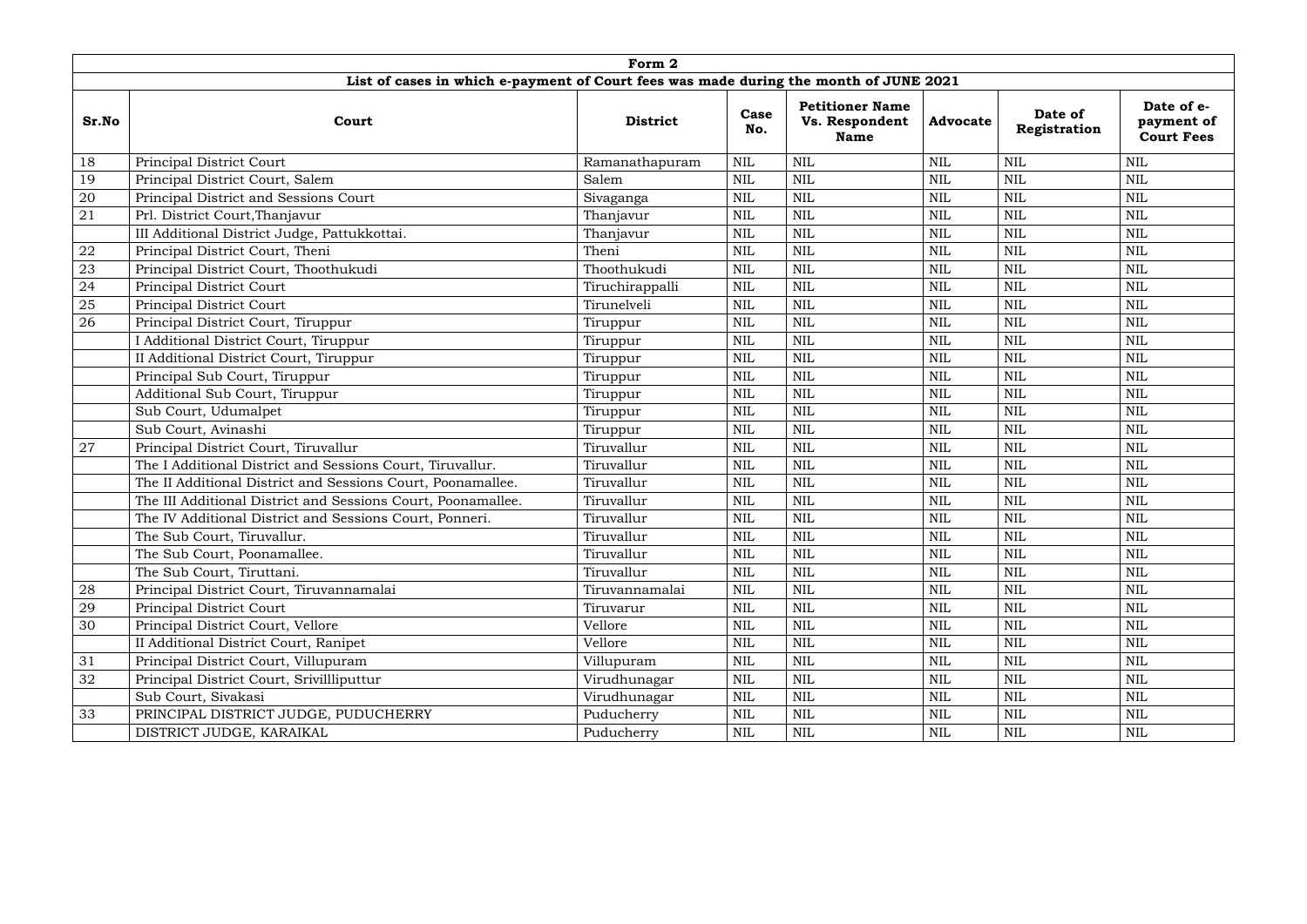| Form 2 | | | | | | | |
|---|---|---|---|---|---|---|---|
| **List of cases in which e-payment of Court fees was made during the month of JUNE 2021** | | | | | | | |
| **Sr.No** | **Court** | **District** | **Case No.** | **Petitioner Name Vs. Respondent Name** | **Advocate** | **Date of Registration** | **Date of e-payment of Court Fees** |
| 18 | Principal District Court | Ramanathapuram | NIL | NIL | NIL | NIL | NIL |
| 19 | Principal District Court, Salem | Salem | NIL | NIL | NIL | NIL | NIL |
| 20 | Principal District and Sessions Court | Sivaganga | NIL | NIL | NIL | NIL | NIL |
| 21 | Prl. District Court,Thanjavur | Thanjavur | NIL | NIL | NIL | NIL | NIL |
| | III Additional District Judge, Pattukkottai. | Thanjavur | NIL | NIL | NIL | NIL | NIL |
| 22 | Principal District Court, Theni | Theni | NIL | NIL | NIL | NIL | NIL |
| 23 | Principal District Court, Thoothukudi | Thoothukudi | NIL | NIL | NIL | NIL | NIL |
| 24 | Principal District Court | Tiruchirappalli | NIL | NIL | NIL | NIL | NIL |
| 25 | Principal District Court | Tirunelveli | NIL | NIL | NIL | NIL | NIL |
| 26 | Principal District Court, Tiruppur | Tiruppur | NIL | NIL | NIL | NIL | NIL |
| | I Additional District Court, Tiruppur | Tiruppur | NIL | NIL | NIL | NIL | NIL |
| | II Additional District Court, Tiruppur | Tiruppur | NIL | NIL | NIL | NIL | NIL |
| | Principal Sub Court, Tiruppur | Tiruppur | NIL | NIL | NIL | NIL | NIL |
| | Additional Sub Court, Tiruppur | Tiruppur | NIL | NIL | NIL | NIL | NIL |
| | Sub Court, Udumalpet | Tiruppur | NIL | NIL | NIL | NIL | NIL |
| | Sub Court, Avinashi | Tiruppur | NIL | NIL | NIL | NIL | NIL |
| 27 | Principal District Court, Tiruvallur | Tiruvallur | NIL | NIL | NIL | NIL | NIL |
| | The I Additional District and Sessions Court, Tiruvallur. | Tiruvallur | NIL | NIL | NIL | NIL | NIL |
| | The II Additional District and Sessions Court, Poonamallee. | Tiruvallur | NIL | NIL | NIL | NIL | NIL |
| | The III Additional District and Sessions Court, Poonamallee. | Tiruvallur | NIL | NIL | NIL | NIL | NIL |
| | The IV Additional District and Sessions Court, Ponneri. | Tiruvallur | NIL | NIL | NIL | NIL | NIL |
| | The Sub Court, Tiruvallur. | Tiruvallur | NIL | NIL | NIL | NIL | NIL |
| | The Sub Court, Poonamallee. | Tiruvallur | NIL | NIL | NIL | NIL | NIL |
| | The Sub Court, Tiruttani. | Tiruvallur | NIL | NIL | NIL | NIL | NIL |
| 28 | Principal District Court, Tiruvannamalai | Tiruvannamalai | NIL | NIL | NIL | NIL | NIL |
| 29 | Principal District Court | Tiruvarur | NIL | NIL | NIL | NIL | NIL |
| 30 | Principal District Court, Vellore | Vellore | NIL | NIL | NIL | NIL | NIL |
| | II Additional District Court, Ranipet | Vellore | NIL | NIL | NIL | NIL | NIL |
| 31 | Principal District Court, Villupuram | Villupuram | NIL | NIL | NIL | NIL | NIL |
| 32 | Principal District Court, Srivillliputtur | Virudhunagar | NIL | NIL | NIL | NIL | NIL |
| | Sub Court, Sivakasi | Virudhunagar | NIL | NIL | NIL | NIL | NIL |
| 33 | PRINCIPAL DISTRICT JUDGE, PUDUCHERRY | Puducherry | NIL | NIL | NIL | NIL | NIL |
| | DISTRICT JUDGE, KARAIKAL | Puducherry | NIL | NIL | NIL | NIL | NIL |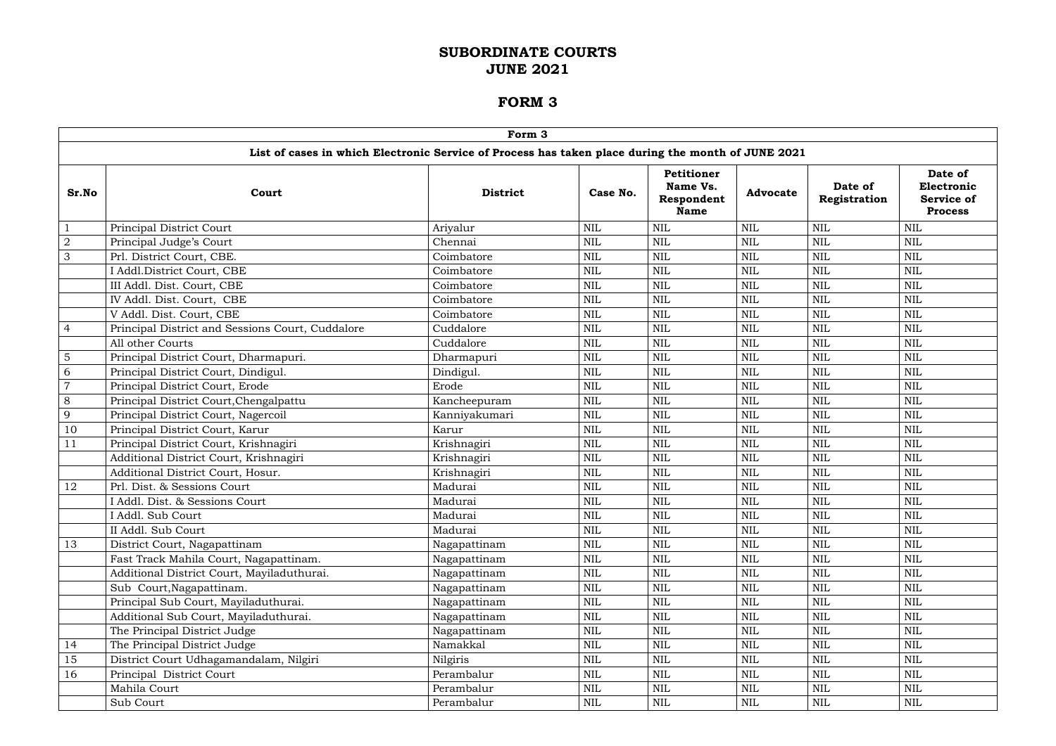# SUBORDINATE COURTS
# JUNE 2021

# FORM 3

| Form 3 | | | | | | | |
|---|---|---|---|---|---|---|---|
| **List of cases in which Electronic Service of Process has taken place during the month of JUNE 2021** | | | | | | | |
| **Sr.No** | **Court** | **District** | **Case No.** | **Petitioner Name Vs. Respondent Name** | **Advocate** | **Date of Registration** | **Date of Electronic Service of Process** |
| 1 | Principal District Court | Ariyalur | NIL | NIL | NIL | NIL | NIL |
| 2 | Principal Judge's Court | Chennai | NIL | NIL | NIL | NIL | NIL |
| 3 | Prl. District Court, CBE. | Coimbatore | NIL | NIL | NIL | NIL | NIL |
| | I Addl.District Court, CBE | Coimbatore | NIL | NIL | NIL | NIL | NIL |
| | III Addl. Dist. Court, CBE | Coimbatore | NIL | NIL | NIL | NIL | NIL |
| | IV Addl. Dist. Court, CBE | Coimbatore | NIL | NIL | NIL | NIL | NIL |
| | V Addl. Dist. Court, CBE | Coimbatore | NIL | NIL | NIL | NIL | NIL |
| 4 | Principal District and Sessions Court, Cuddalore | Cuddalore | NIL | NIL | NIL | NIL | NIL |
| | All other Courts | Cuddalore | NIL | NIL | NIL | NIL | NIL |
| 5 | Principal District Court, Dharmapuri. | Dharmapuri | NIL | NIL | NIL | NIL | NIL |
| 6 | Principal District Court, Dindigul. | Dindigul. | NIL | NIL | NIL | NIL | NIL |
| 7 | Principal District Court, Erode | Erode | NIL | NIL | NIL | NIL | NIL |
| 8 | Principal District Court,Chengalpattu | Kancheepuram | NIL | NIL | NIL | NIL | NIL |
| 9 | Principal District Court, Nagercoil | Kanniyakumari | NIL | NIL | NIL | NIL | NIL |
| 10 | Principal District Court, Karur | Karur | NIL | NIL | NIL | NIL | NIL |
| 11 | Principal District Court, Krishnagiri | Krishnagiri | NIL | NIL | NIL | NIL | NIL |
| | Additional District Court, Krishnagiri | Krishnagiri | NIL | NIL | NIL | NIL | NIL |
| | Additional District Court, Hosur. | Krishnagiri | NIL | NIL | NIL | NIL | NIL |
| 12 | Prl. Dist. & Sessions Court | Madurai | NIL | NIL | NIL | NIL | NIL |
| | I Addl. Dist. & Sessions Court | Madurai | NIL | NIL | NIL | NIL | NIL |
| | I Addl. Sub Court | Madurai | NIL | NIL | NIL | NIL | NIL |
| | II Addl. Sub Court | Madurai | NIL | NIL | NIL | NIL | NIL |
| 13 | District Court, Nagapattinam | Nagapattinam | NIL | NIL | NIL | NIL | NIL |
| | Fast Track Mahila Court, Nagapattinam. | Nagapattinam | NIL | NIL | NIL | NIL | NIL |
| | Additional District Court, Mayiladuthurai. | Nagapattinam | NIL | NIL | NIL | NIL | NIL |
| | Sub Court,Nagapattinam. | Nagapattinam | NIL | NIL | NIL | NIL | NIL |
| | Principal Sub Court, Mayiladuthurai. | Nagapattinam | NIL | NIL | NIL | NIL | NIL |
| | Additional Sub Court, Mayiladuthurai. | Nagapattinam | NIL | NIL | NIL | NIL | NIL |
| | The Principal District Judge | Nagapattinam | NIL | NIL | NIL | NIL | NIL |
| 14 | The Principal District Judge | Namakkal | NIL | NIL | NIL | NIL | NIL |
| 15 | District Court Udhagamandalam, Nilgiri | Nilgiris | NIL | NIL | NIL | NIL | NIL |
| 16 | Principal District Court | Perambalur | NIL | NIL | NIL | NIL | NIL |
| | Mahila Court | Perambalur | NIL | NIL | NIL | NIL | NIL |
| | Sub Court | Perambalur | NIL | NIL | NIL | NIL | NIL |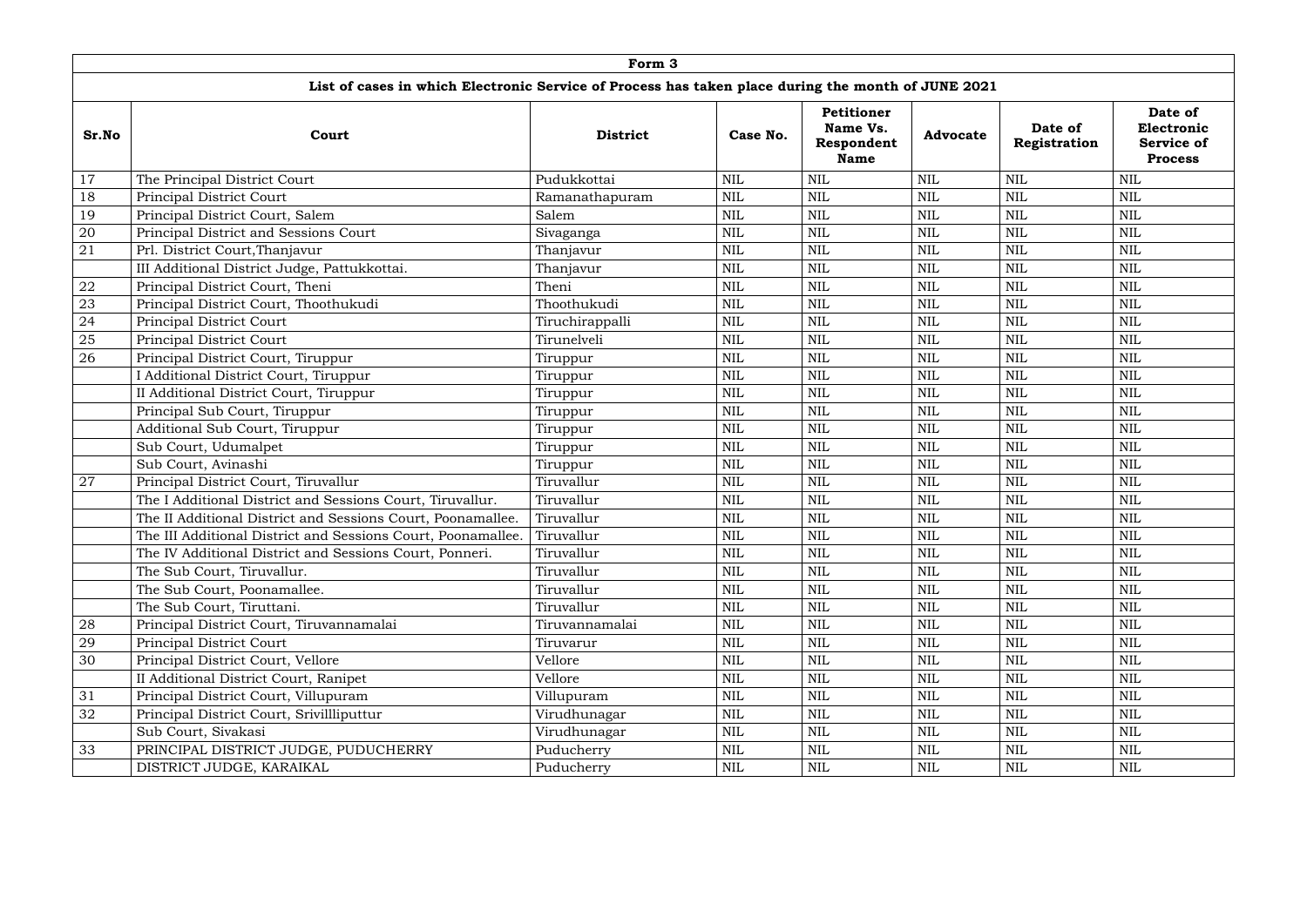| Form 3 | | | | | | | |
|---|---|---|---|---|---|---|---|
| List of cases in which Electronic Service of Process has taken place during the month of JUNE 2021 | | | | | | | |
| **Sr.No** | **Court** | **District** | **Case No.** | **Petitioner Name Vs. Respondent Name** | **Advocate** | **Date of Registration** | **Date of Electronic Service of Process** |
| 17 | The Principal District Court | Pudukkottai | NIL | NIL | NIL | NIL | NIL |
| 18 | Principal District Court | Ramanathapuram | NIL | NIL | NIL | NIL | NIL |
| 19 | Principal District Court, Salem | Salem | NIL | NIL | NIL | NIL | NIL |
| 20 | Principal District and Sessions Court | Sivaganga | NIL | NIL | NIL | NIL | NIL |
| 21 | Prl. District Court,Thanjavur | Thanjavur | NIL | NIL | NIL | NIL | NIL |
| | III Additional District Judge, Pattukkottai. | Thanjavur | NIL | NIL | NIL | NIL | NIL |
| 22 | Principal District Court, Theni | Theni | NIL | NIL | NIL | NIL | NIL |
| 23 | Principal District Court, Thoothukudi | Thoothukudi | NIL | NIL | NIL | NIL | NIL |
| 24 | Principal District Court | Tiruchirappalli | NIL | NIL | NIL | NIL | NIL |
| 25 | Principal District Court | Tirunelveli | NIL | NIL | NIL | NIL | NIL |
| 26 | Principal District Court, Tiruppur | Tiruppur | NIL | NIL | NIL | NIL | NIL |
| | I Additional District Court, Tiruppur | Tiruppur | NIL | NIL | NIL | NIL | NIL |
| | II Additional District Court, Tiruppur | Tiruppur | NIL | NIL | NIL | NIL | NIL |
| | Principal Sub Court, Tiruppur | Tiruppur | NIL | NIL | NIL | NIL | NIL |
| | Additional Sub Court, Tiruppur | Tiruppur | NIL | NIL | NIL | NIL | NIL |
| | Sub Court, Udumalpet | Tiruppur | NIL | NIL | NIL | NIL | NIL |
| | Sub Court, Avinashi | Tiruppur | NIL | NIL | NIL | NIL | NIL |
| 27 | Principal District Court, Tiruvallur | Tiruvallur | NIL | NIL | NIL | NIL | NIL |
| | The I Additional District and Sessions Court, Tiruvallur. | Tiruvallur | NIL | NIL | NIL | NIL | NIL |
| | The II Additional District and Sessions Court, Poonamallee. | Tiruvallur | NIL | NIL | NIL | NIL | NIL |
| | The III Additional District and Sessions Court, Poonamallee. | Tiruvallur | NIL | NIL | NIL | NIL | NIL |
| | The IV Additional District and Sessions Court, Ponneri. | Tiruvallur | NIL | NIL | NIL | NIL | NIL |
| | The Sub Court, Tiruvallur. | Tiruvallur | NIL | NIL | NIL | NIL | NIL |
| | The Sub Court, Poonamallee. | Tiruvallur | NIL | NIL | NIL | NIL | NIL |
| | The Sub Court, Tiruttani. | Tiruvallur | NIL | NIL | NIL | NIL | NIL |
| 28 | Principal District Court, Tiruvannamalai | Tiruvannamalai | NIL | NIL | NIL | NIL | NIL |
| 29 | Principal District Court | Tiruvarur | NIL | NIL | NIL | NIL | NIL |
| 30 | Principal District Court, Vellore | Vellore | NIL | NIL | NIL | NIL | NIL |
| | II Additional District Court, Ranipet | Vellore | NIL | NIL | NIL | NIL | NIL |
| 31 | Principal District Court, Villupuram | Villupuram | NIL | NIL | NIL | NIL | NIL |
| 32 | Principal District Court, Srivillliputtur | Virudhunagar | NIL | NIL | NIL | NIL | NIL |
| | Sub Court, Sivakasi | Virudhunagar | NIL | NIL | NIL | NIL | NIL |
| 33 | PRINCIPAL DISTRICT JUDGE, PUDUCHERRY | Puducherry | NIL | NIL | NIL | NIL | NIL |
| | DISTRICT JUDGE, KARAIKAL | Puducherry | NIL | NIL | NIL | NIL | NIL |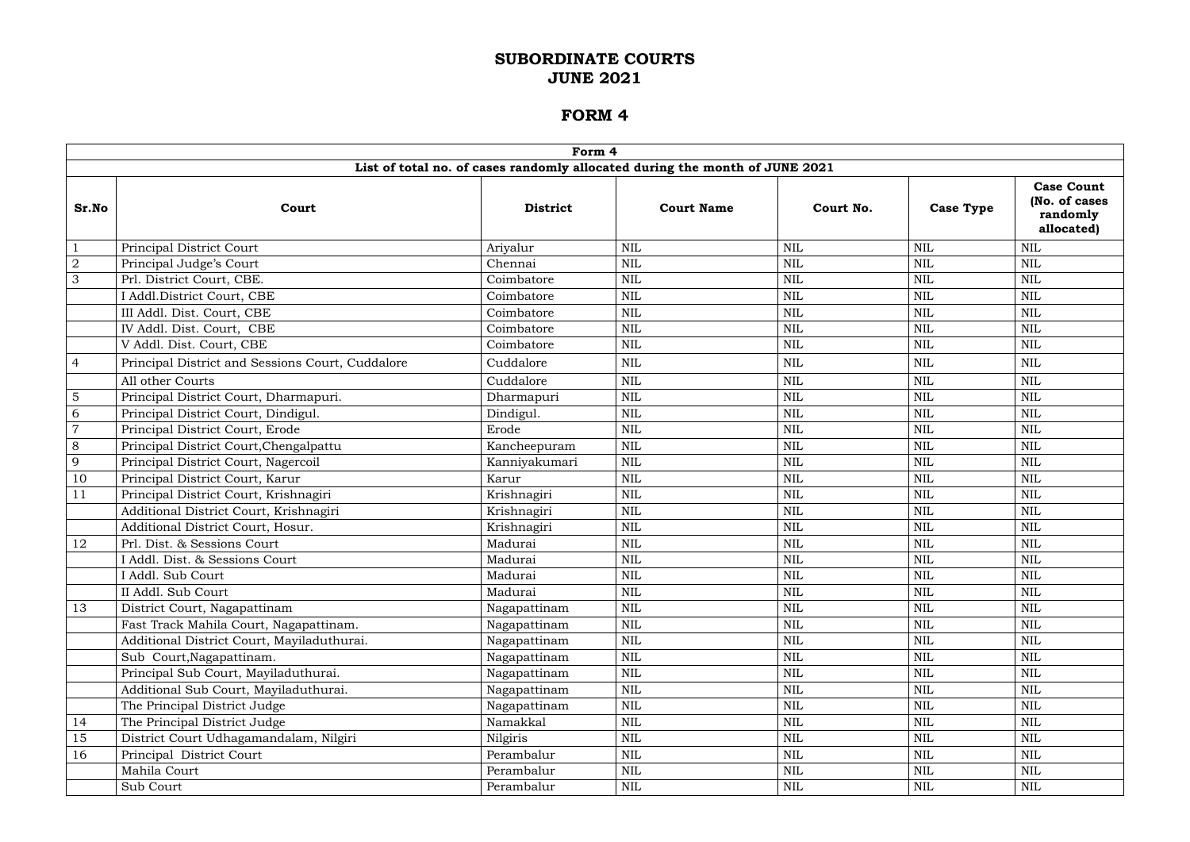# SUBORDINATE COURTS
# JUNE 2021

## FORM 4

| Form 4 | | | | | | |
|---|---|---|---|---|---|---|
| **List of total no. of cases randomly allocated during the month of JUNE 2021** | | | | | | |
| **Sr.No** | **Court** | **District** | **Court Name** | **Court No.** | **Case Type** | **Case Count (No. of cases randomly allocated)** |
| 1 | Principal District Court | Ariyalur | NIL | NIL | NIL | NIL |
| 2 | Principal Judge's Court | Chennai | NIL | NIL | NIL | NIL |
| 3 | Prl. District Court, CBE. | Coimbatore | NIL | NIL | NIL | NIL |
| | I Addl.District Court, CBE | Coimbatore | NIL | NIL | NIL | NIL |
| | III Addl. Dist. Court, CBE | Coimbatore | NIL | NIL | NIL | NIL |
| | IV Addl. Dist. Court, CBE | Coimbatore | NIL | NIL | NIL | NIL |
| | V Addl. Dist. Court, CBE | Coimbatore | NIL | NIL | NIL | NIL |
| 4 | Principal District and Sessions Court, Cuddalore | Cuddalore | NIL | NIL | NIL | NIL |
| | All other Courts | Cuddalore | NIL | NIL | NIL | NIL |
| 5 | Principal District Court, Dharmapuri. | Dharmapuri | NIL | NIL | NIL | NIL |
| 6 | Principal District Court, Dindigul. | Dindigul. | NIL | NIL | NIL | NIL |
| 7 | Principal District Court, Erode | Erode | NIL | NIL | NIL | NIL |
| 8 | Principal District Court,Chengalpattu | Kancheepuram | NIL | NIL | NIL | NIL |
| 9 | Principal District Court, Nagercoil | Kanniyakumari | NIL | NIL | NIL | NIL |
| 10 | Principal District Court, Karur | Karur | NIL | NIL | NIL | NIL |
| 11 | Principal District Court, Krishnagiri | Krishnagiri | NIL | NIL | NIL | NIL |
| | Additional District Court, Krishnagiri | Krishnagiri | NIL | NIL | NIL | NIL |
| | Additional District Court, Hosur. | Krishnagiri | NIL | NIL | NIL | NIL |
| 12 | Prl. Dist. & Sessions Court | Madurai | NIL | NIL | NIL | NIL |
| | I Addl. Dist. & Sessions Court | Madurai | NIL | NIL | NIL | NIL |
| | I Addl. Sub Court | Madurai | NIL | NIL | NIL | NIL |
| | II Addl. Sub Court | Madurai | NIL | NIL | NIL | NIL |
| 13 | District Court, Nagapattinam | Nagapattinam | NIL | NIL | NIL | NIL |
| | Fast Track Mahila Court, Nagapattinam. | Nagapattinam | NIL | NIL | NIL | NIL |
| | Additional District Court, Mayiladuthurai. | Nagapattinam | NIL | NIL | NIL | NIL |
| | Sub Court,Nagapattinam. | Nagapattinam | NIL | NIL | NIL | NIL |
| | Principal Sub Court, Mayiladuthurai. | Nagapattinam | NIL | NIL | NIL | NIL |
| | Additional Sub Court, Mayiladuthurai. | Nagapattinam | NIL | NIL | NIL | NIL |
| | The Principal District Judge | Nagapattinam | NIL | NIL | NIL | NIL |
| 14 | The Principal District Judge | Namakkal | NIL | NIL | NIL | NIL |
| 15 | District Court Udhagamandalam, Nilgiri | Nilgiris | NIL | NIL | NIL | NIL |
| 16 | Principal District Court | Perambalur | NIL | NIL | NIL | NIL |
| | Mahila Court | Perambalur | NIL | NIL | NIL | NIL |
| | Sub Court | Perambalur | NIL | NIL | NIL | NIL |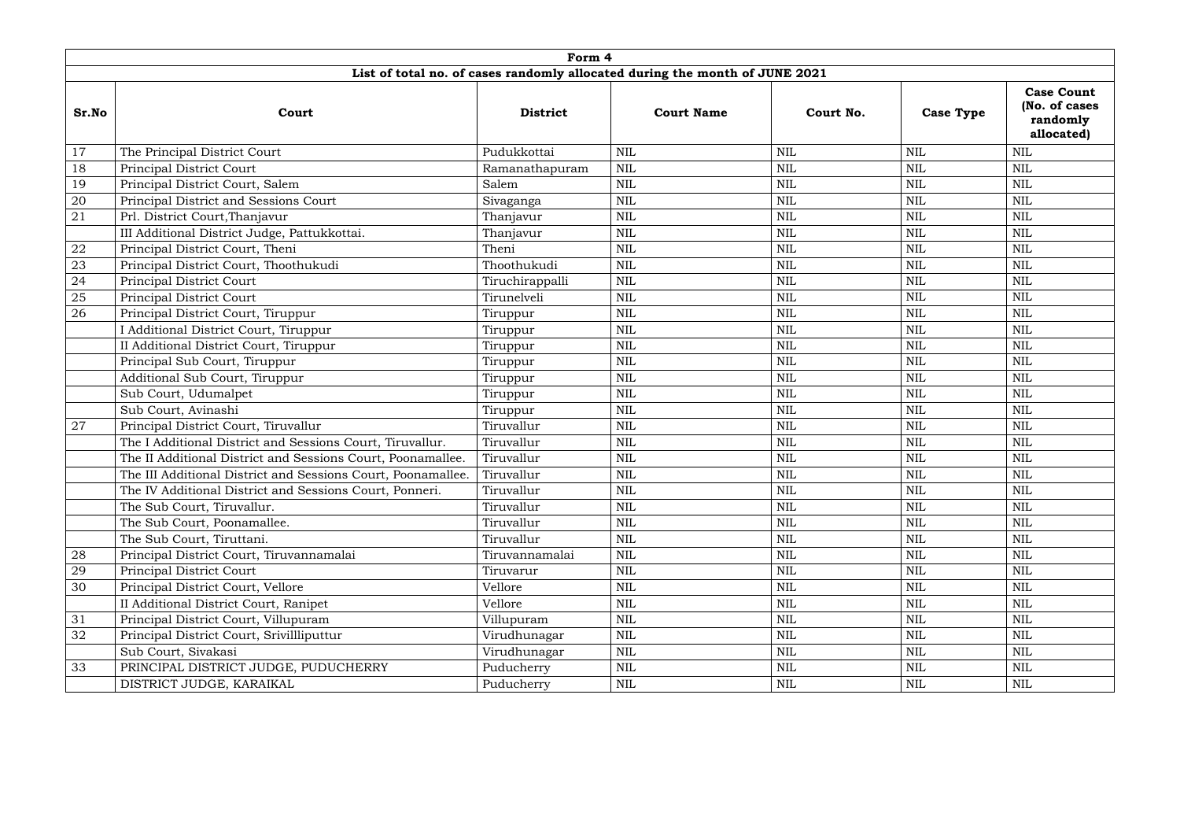| Form 4 | | | | | | |
|---|---|---|---|---|---|---|
| **List of total no. of cases randomly allocated during the month of JUNE 2021** | | | | | | |
| **Sr.No** | **Court** | **District** | **Court Name** | **Court No.** | **Case Type** | **Case Count (No. of cases randomly allocated)** |
| 17 | The Principal District Court | Pudukkottai | NIL | NIL | NIL | NIL |
| 18 | Principal District Court | Ramanathapuram | NIL | NIL | NIL | NIL |
| 19 | Principal District Court, Salem | Salem | NIL | NIL | NIL | NIL |
| 20 | Principal District and Sessions Court | Sivaganga | NIL | NIL | NIL | NIL |
| 21 | Prl. District Court,Thanjavur | Thanjavur | NIL | NIL | NIL | NIL |
| | III Additional District Judge, Pattukkottai. | Thanjavur | NIL | NIL | NIL | NIL |
| 22 | Principal District Court, Theni | Theni | NIL | NIL | NIL | NIL |
| 23 | Principal District Court, Thoothukudi | Thoothukudi | NIL | NIL | NIL | NIL |
| 24 | Principal District Court | Tiruchirappalli | NIL | NIL | NIL | NIL |
| 25 | Principal District Court | Tirunelveli | NIL | NIL | NIL | NIL |
| 26 | Principal District Court, Tiruppur | Tiruppur | NIL | NIL | NIL | NIL |
| | I Additional District Court, Tiruppur | Tiruppur | NIL | NIL | NIL | NIL |
| | II Additional District Court, Tiruppur | Tiruppur | NIL | NIL | NIL | NIL |
| | Principal Sub Court, Tiruppur | Tiruppur | NIL | NIL | NIL | NIL |
| | Additional Sub Court, Tiruppur | Tiruppur | NIL | NIL | NIL | NIL |
| | Sub Court, Udumalpet | Tiruppur | NIL | NIL | NIL | NIL |
| | Sub Court, Avinashi | Tiruppur | NIL | NIL | NIL | NIL |
| 27 | Principal District Court, Tiruvallur | Tiruvallur | NIL | NIL | NIL | NIL |
| | The I Additional District and Sessions Court, Tiruvallur. | Tiruvallur | NIL | NIL | NIL | NIL |
| | The II Additional District and Sessions Court, Poonamallee. | Tiruvallur | NIL | NIL | NIL | NIL |
| | The III Additional District and Sessions Court, Poonamallee. | Tiruvallur | NIL | NIL | NIL | NIL |
| | The IV Additional District and Sessions Court, Ponneri. | Tiruvallur | NIL | NIL | NIL | NIL |
| | The Sub Court, Tiruvallur. | Tiruvallur | NIL | NIL | NIL | NIL |
| | The Sub Court, Poonamallee. | Tiruvallur | NIL | NIL | NIL | NIL |
| | The Sub Court, Tiruttani. | Tiruvallur | NIL | NIL | NIL | NIL |
| 28 | Principal District Court, Tiruvannamalai | Tiruvannamalai | NIL | NIL | NIL | NIL |
| 29 | Principal District Court | Tiruvarur | NIL | NIL | NIL | NIL |
| 30 | Principal District Court, Vellore | Vellore | NIL | NIL | NIL | NIL |
| | II Additional District Court, Ranipet | Vellore | NIL | NIL | NIL | NIL |
| 31 | Principal District Court, Villupuram | Villupuram | NIL | NIL | NIL | NIL |
| 32 | Principal District Court, Srivillliputtur | Virudhunagar | NIL | NIL | NIL | NIL |
| | Sub Court, Sivakasi | Virudhunagar | NIL | NIL | NIL | NIL |
| 33 | PRINCIPAL DISTRICT JUDGE, PUDUCHERRY | Puducherry | NIL | NIL | NIL | NIL |
| | DISTRICT JUDGE, KARAIKAL | Puducherry | NIL | NIL | NIL | NIL |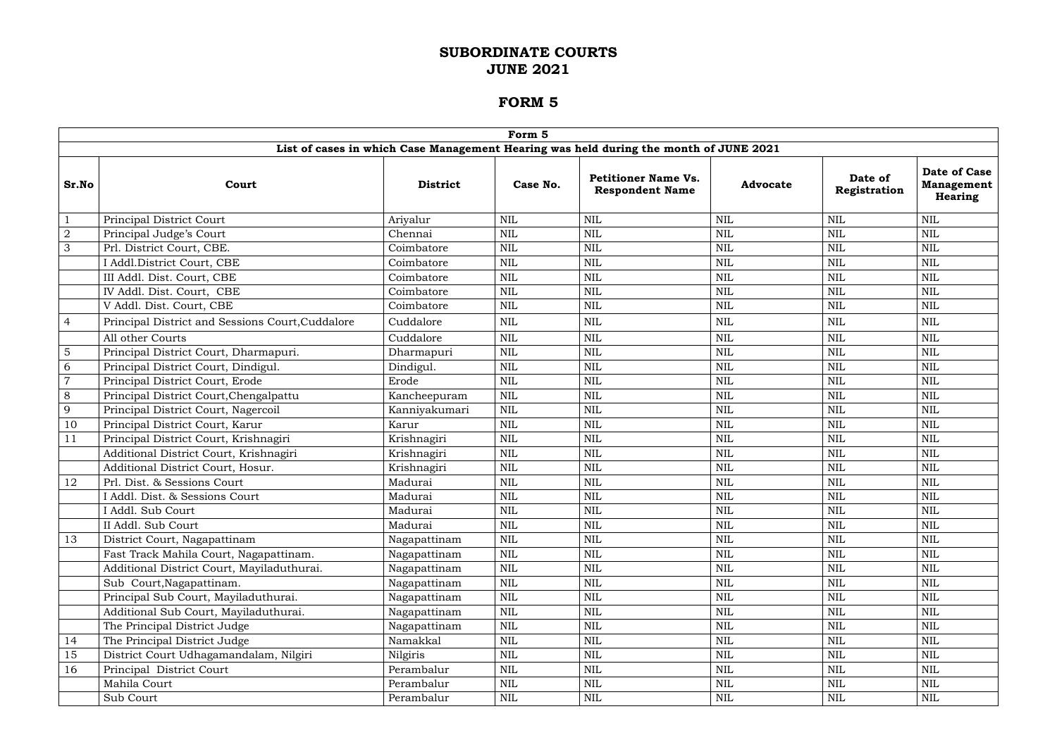# SUBORDINATE COURTS
# JUNE 2021

## FORM 5

| Form 5 | | | | | | | |
|---|---|---|---|---|---|---|---|
| List of cases in which Case Management Hearing was held during the month of JUNE 2021 | | | | | | | |
| **Sr.No** | **Court** | **District** | **Case No.** | **Petitioner Name Vs. Respondent Name** | **Advocate** | **Date of Registration** | **Date of Case Management Hearing** |
| 1 | Principal District Court | Ariyalur | NIL | NIL | NIL | NIL | NIL |
| 2 | Principal Judge's Court | Chennai | NIL | NIL | NIL | NIL | NIL |
| 3 | Prl. District Court, CBE. | Coimbatore | NIL | NIL | NIL | NIL | NIL |
| | I Addl.District Court, CBE | Coimbatore | NIL | NIL | NIL | NIL | NIL |
| | III Addl. Dist. Court, CBE | Coimbatore | NIL | NIL | NIL | NIL | NIL |
| | IV Addl. Dist. Court, CBE | Coimbatore | NIL | NIL | NIL | NIL | NIL |
| | V Addl. Dist. Court, CBE | Coimbatore | NIL | NIL | NIL | NIL | NIL |
| 4 | Principal District and Sessions Court,Cuddalore | Cuddalore | NIL | NIL | NIL | NIL | NIL |
| | All other Courts | Cuddalore | NIL | NIL | NIL | NIL | NIL |
| 5 | Principal District Court, Dharmapuri. | Dharmapuri | NIL | NIL | NIL | NIL | NIL |
| 6 | Principal District Court, Dindigul. | Dindigul. | NIL | NIL | NIL | NIL | NIL |
| 7 | Principal District Court, Erode | Erode | NIL | NIL | NIL | NIL | NIL |
| 8 | Principal District Court,Chengalpattu | Kancheepuram | NIL | NIL | NIL | NIL | NIL |
| 9 | Principal District Court, Nagercoil | Kanniyakumari | NIL | NIL | NIL | NIL | NIL |
| 10 | Principal District Court, Karur | Karur | NIL | NIL | NIL | NIL | NIL |
| 11 | Principal District Court, Krishnagiri | Krishnagiri | NIL | NIL | NIL | NIL | NIL |
| | Additional District Court, Krishnagiri | Krishnagiri | NIL | NIL | NIL | NIL | NIL |
| | Additional District Court, Hosur. | Krishnagiri | NIL | NIL | NIL | NIL | NIL |
| 12 | Prl. Dist. & Sessions Court | Madurai | NIL | NIL | NIL | NIL | NIL |
| | I Addl. Dist. & Sessions Court | Madurai | NIL | NIL | NIL | NIL | NIL |
| | I Addl. Sub Court | Madurai | NIL | NIL | NIL | NIL | NIL |
| | II Addl. Sub Court | Madurai | NIL | NIL | NIL | NIL | NIL |
| 13 | District Court, Nagapattinam | Nagapattinam | NIL | NIL | NIL | NIL | NIL |
| | Fast Track Mahila Court, Nagapattinam. | Nagapattinam | NIL | NIL | NIL | NIL | NIL |
| | Additional District Court, Mayiladuthurai. | Nagapattinam | NIL | NIL | NIL | NIL | NIL |
| | Sub Court,Nagapattinam. | Nagapattinam | NIL | NIL | NIL | NIL | NIL |
| | Principal Sub Court, Mayiladuthurai. | Nagapattinam | NIL | NIL | NIL | NIL | NIL |
| | Additional Sub Court, Mayiladuthurai. | Nagapattinam | NIL | NIL | NIL | NIL | NIL |
| | The Principal District Judge | Nagapattinam | NIL | NIL | NIL | NIL | NIL |
| 14 | The Principal District Judge | Namakkal | NIL | NIL | NIL | NIL | NIL |
| 15 | District Court Udhagamandalam, Nilgiri | Nilgiris | NIL | NIL | NIL | NIL | NIL |
| 16 | Principal District Court | Perambalur | NIL | NIL | NIL | NIL | NIL |
| | Mahila Court | Perambalur | NIL | NIL | NIL | NIL | NIL |
| | Sub Court | Perambalur | NIL | NIL | NIL | NIL | NIL |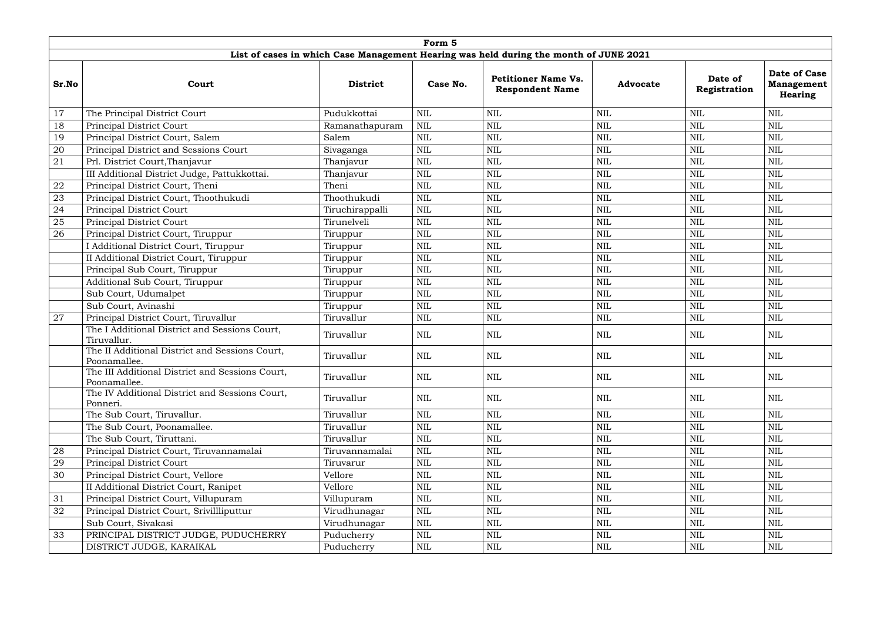| Form 5 | | | | | | | |
|---|---|---|---|---|---|---|---|
| **List of cases in which Case Management Hearing was held during the month of JUNE 2021** | | | | | | | |
| **Sr.No** | **Court** | **District** | **Case No.** | **Petitioner Name Vs. Respondent Name** | **Advocate** | **Date of Registration** | **Date of Case Management Hearing** |
| 17 | The Principal District Court | Pudukkottai | NIL | NIL | NIL | NIL | NIL |
| 18 | Principal District Court | Ramanathapuram | NIL | NIL | NIL | NIL | NIL |
| 19 | Principal District Court, Salem | Salem | NIL | NIL | NIL | NIL | NIL |
| 20 | Principal District and Sessions Court | Sivaganga | NIL | NIL | NIL | NIL | NIL |
| 21 | Prl. District Court,Thanjavur | Thanjavur | NIL | NIL | NIL | NIL | NIL |
| | III Additional District Judge, Pattukkottai. | Thanjavur | NIL | NIL | NIL | NIL | NIL |
| 22 | Principal District Court, Theni | Theni | NIL | NIL | NIL | NIL | NIL |
| 23 | Principal District Court, Thoothukudi | Thoothukudi | NIL | NIL | NIL | NIL | NIL |
| 24 | Principal District Court | Tiruchirappalli | NIL | NIL | NIL | NIL | NIL |
| 25 | Principal District Court | Tirunelveli | NIL | NIL | NIL | NIL | NIL |
| 26 | Principal District Court, Tiruppur | Tiruppur | NIL | NIL | NIL | NIL | NIL |
| | I Additional District Court, Tiruppur | Tiruppur | NIL | NIL | NIL | NIL | NIL |
| | II Additional District Court, Tiruppur | Tiruppur | NIL | NIL | NIL | NIL | NIL |
| | Principal Sub Court, Tiruppur | Tiruppur | NIL | NIL | NIL | NIL | NIL |
| | Additional Sub Court, Tiruppur | Tiruppur | NIL | NIL | NIL | NIL | NIL |
| | Sub Court, Udumalpet | Tiruppur | NIL | NIL | NIL | NIL | NIL |
| | Sub Court, Avinashi | Tiruppur | NIL | NIL | NIL | NIL | NIL |
| 27 | Principal District Court, Tiruvallur | Tiruvallur | NIL | NIL | NIL | NIL | NIL |
| | The I Additional District and Sessions Court, Tiruvallur. | Tiruvallur | NIL | NIL | NIL | NIL | NIL |
| | The II Additional District and Sessions Court, Poonamallee. | Tiruvallur | NIL | NIL | NIL | NIL | NIL |
| | The III Additional District and Sessions Court, Poonamallee. | Tiruvallur | NIL | NIL | NIL | NIL | NIL |
| | The IV Additional District and Sessions Court, Ponneri. | Tiruvallur | NIL | NIL | NIL | NIL | NIL |
| | The Sub Court, Tiruvallur. | Tiruvallur | NIL | NIL | NIL | NIL | NIL |
| | The Sub Court, Poonamallee. | Tiruvallur | NIL | NIL | NIL | NIL | NIL |
| | The Sub Court, Tiruttani. | Tiruvallur | NIL | NIL | NIL | NIL | NIL |
| 28 | Principal District Court, Tiruvannamalai | Tiruvannamalai | NIL | NIL | NIL | NIL | NIL |
| 29 | Principal District Court | Tiruvarur | NIL | NIL | NIL | NIL | NIL |
| 30 | Principal District Court, Vellore | Vellore | NIL | NIL | NIL | NIL | NIL |
| | II Additional District Court, Ranipet | Vellore | NIL | NIL | NIL | NIL | NIL |
| 31 | Principal District Court, Villupuram | Villupuram | NIL | NIL | NIL | NIL | NIL |
| 32 | Principal District Court, Srivillliputtur | Virudhunagar | NIL | NIL | NIL | NIL | NIL |
| | Sub Court, Sivakasi | Virudhunagar | NIL | NIL | NIL | NIL | NIL |
| 33 | PRINCIPAL DISTRICT JUDGE, PUDUCHERRY | Puducherry | NIL | NIL | NIL | NIL | NIL |
| | DISTRICT JUDGE, KARAIKAL | Puducherry | NIL | NIL | NIL | NIL | NIL |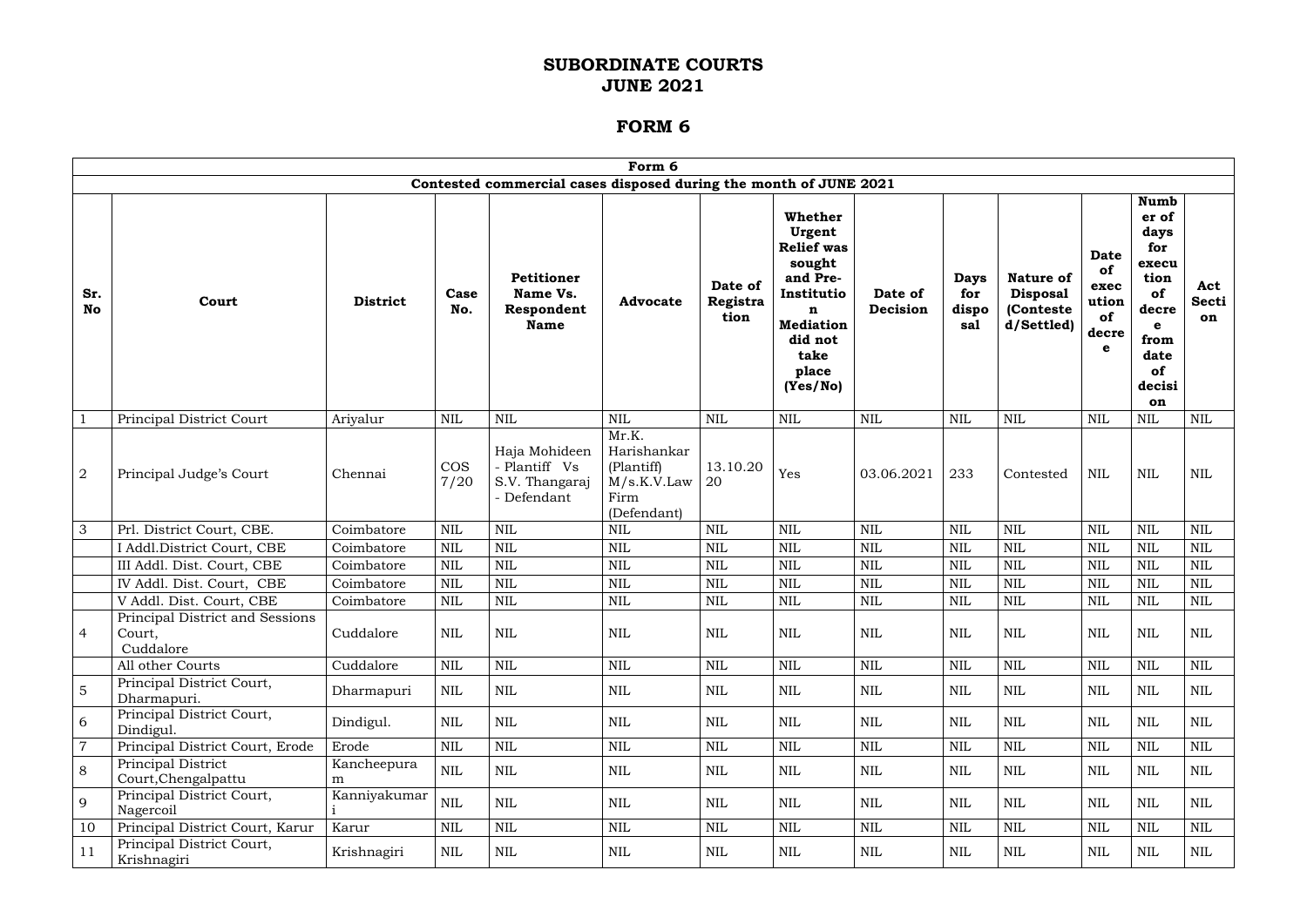# SUBORDINATE COURTS
# JUNE 2021

# FORM 6

| Form 6 | | | | | | | | | | | | | |
|---|---|---|---|---|---|---|---|---|---|---|---|---|---|
| **Contested commercial cases disposed during the month of JUNE 2021** | | | | | | | | | | | | | |
| **Sr. No** | **Court** | **District** | **Case No.** | **Petitioner Name Vs. Respondent Name** | **Advocate** | **Date of Registration** | **Whether Urgent Relief was sought and Pre-Institution Mediation did not take place (Yes/No)** | **Date of Decision** | **Days for disposal** | **Nature of Disposal (Contested/Settled)** | **Date of execution of decree** | **Number of days for execution of decree from date of decision** | **Act Section** |
| 1 | Principal District Court | Ariyalur | NIL | NIL | NIL | NIL | NIL | NIL | NIL | NIL | NIL | NIL | NIL |
| 2 | Principal Judge's Court | Chennai | COS 7/20 | Haja Mohideen - Plantiff Vs S.V. Thangaraj - Defendant | Mr.K. Harishankar (Plantiff) M/s.K.V.Law Firm (Defendant) | 13.10.2020 | Yes | 03.06.2021 | 233 | Contested | NIL | NIL | NIL |
| 3 | Prl. District Court, CBE. | Coimbatore | NIL | NIL | NIL | NIL | NIL | NIL | NIL | NIL | NIL | NIL | NIL |
| | I Addl.District Court, CBE | Coimbatore | NIL | NIL | NIL | NIL | NIL | NIL | NIL | NIL | NIL | NIL | NIL |
| | III Addl. Dist. Court, CBE | Coimbatore | NIL | NIL | NIL | NIL | NIL | NIL | NIL | NIL | NIL | NIL | NIL |
| | IV Addl. Dist. Court, CBE | Coimbatore | NIL | NIL | NIL | NIL | NIL | NIL | NIL | NIL | NIL | NIL | NIL |
| | V Addl. Dist. Court, CBE | Coimbatore | NIL | NIL | NIL | NIL | NIL | NIL | NIL | NIL | NIL | NIL | NIL |
| 4 | Principal District and Sessions Court, Cuddalore | Cuddalore | NIL | NIL | NIL | NIL | NIL | NIL | NIL | NIL | NIL | NIL | NIL |
| | All other Courts | Cuddalore | NIL | NIL | NIL | NIL | NIL | NIL | NIL | NIL | NIL | NIL | NIL |
| 5 | Principal District Court, Dharmapuri. | Dharmapuri | NIL | NIL | NIL | NIL | NIL | NIL | NIL | NIL | NIL | NIL | NIL |
| 6 | Principal District Court, Dindigul. | Dindigul. | NIL | NIL | NIL | NIL | NIL | NIL | NIL | NIL | NIL | NIL | NIL |
| 7 | Principal District Court, Erode | Erode | NIL | NIL | NIL | NIL | NIL | NIL | NIL | NIL | NIL | NIL | NIL |
| 8 | Principal District Court,Chengalpattu | Kancheepuram | NIL | NIL | NIL | NIL | NIL | NIL | NIL | NIL | NIL | NIL | NIL |
| 9 | Principal District Court, Nagercoil | Kanniyakumari | NIL | NIL | NIL | NIL | NIL | NIL | NIL | NIL | NIL | NIL | NIL |
| 10 | Principal District Court, Karur | Karur | NIL | NIL | NIL | NIL | NIL | NIL | NIL | NIL | NIL | NIL | NIL |
| 11 | Principal District Court, Krishnagiri | Krishnagiri | NIL | NIL | NIL | NIL | NIL | NIL | NIL | NIL | NIL | NIL | NIL |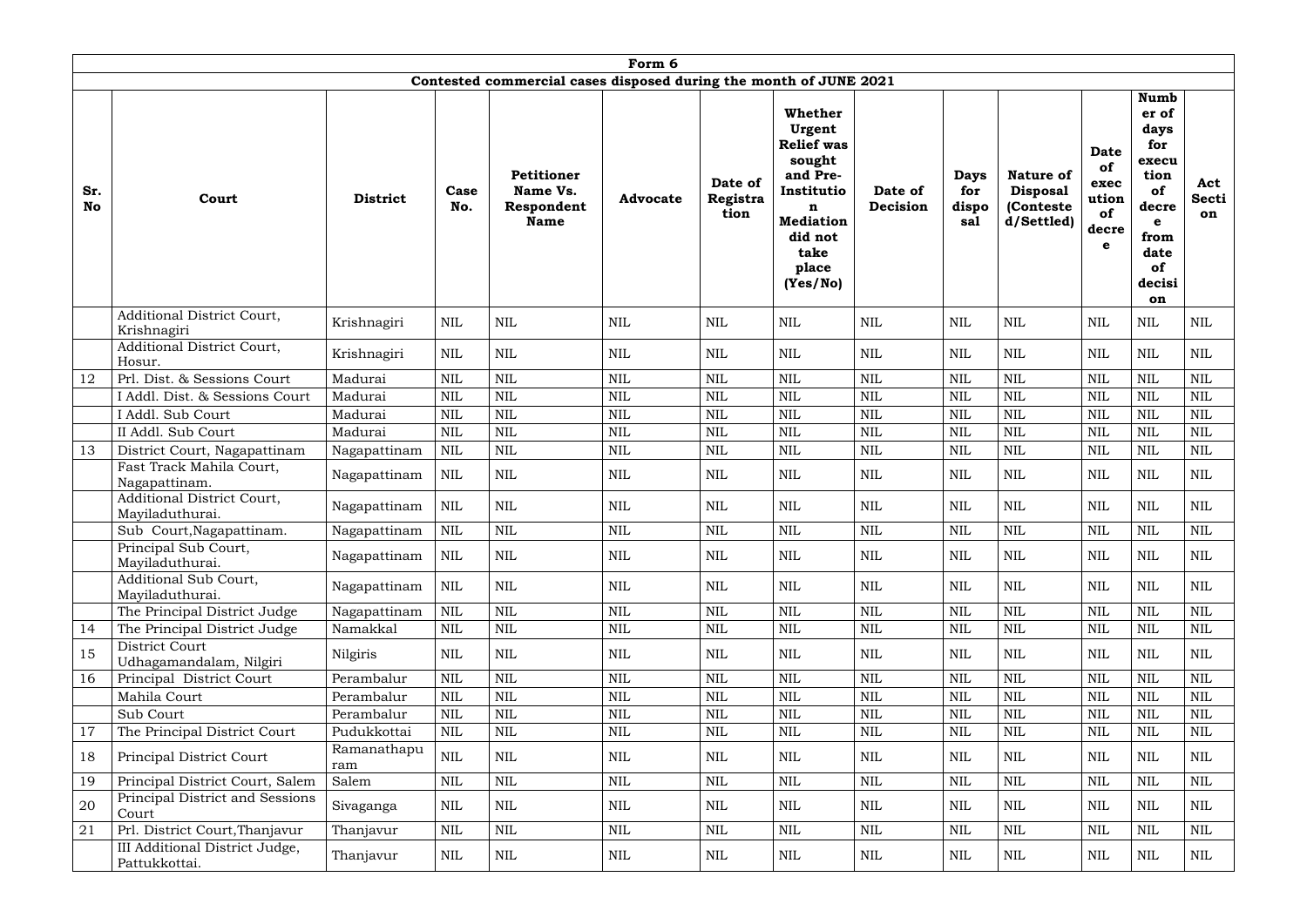| Form 6 | | | | | | | | | | | | | |
|---|---|---|---|---|---|---|---|---|---|---|---|---|---|
| Contested commercial cases disposed during the month of JUNE 2021 | | | | | | | | | | | | | |
| **Sr. No** | **Court** | **District** | **Case No.** | **Petitioner Name Vs. Respondent Name** | **Advocate** | **Date of Registration** | **Whether Urgent Relief was sought and Pre-Institution Mediation did not take place (Yes/No)** | **Date of Decision** | **Days for disposal** | **Nature of Disposal (Contested/Settled)** | **Date of execution of decree** | **Number of days for execution of decree from date of decision** | **Act Section** |
| | Additional District Court, Krishnagiri | Krishnagiri | NIL | NIL | NIL | NIL | NIL | NIL | NIL | NIL | NIL | NIL | NIL |
| | Additional District Court, Hosur. | Krishnagiri | NIL | NIL | NIL | NIL | NIL | NIL | NIL | NIL | NIL | NIL | NIL |
| 12 | Prl. Dist. & Sessions Court | Madurai | NIL | NIL | NIL | NIL | NIL | NIL | NIL | NIL | NIL | NIL | NIL |
| | I Addl. Dist. & Sessions Court | Madurai | NIL | NIL | NIL | NIL | NIL | NIL | NIL | NIL | NIL | NIL | NIL |
| | I Addl. Sub Court | Madurai | NIL | NIL | NIL | NIL | NIL | NIL | NIL | NIL | NIL | NIL | NIL |
| | II Addl. Sub Court | Madurai | NIL | NIL | NIL | NIL | NIL | NIL | NIL | NIL | NIL | NIL | NIL |
| 13 | District Court, Nagapattinam | Nagapattinam | NIL | NIL | NIL | NIL | NIL | NIL | NIL | NIL | NIL | NIL | NIL |
| | Fast Track Mahila Court, Nagapattinam. | Nagapattinam | NIL | NIL | NIL | NIL | NIL | NIL | NIL | NIL | NIL | NIL | NIL |
| | Additional District Court, Mayiladuthurai. | Nagapattinam | NIL | NIL | NIL | NIL | NIL | NIL | NIL | NIL | NIL | NIL | NIL |
| | Sub Court,Nagapattinam. | Nagapattinam | NIL | NIL | NIL | NIL | NIL | NIL | NIL | NIL | NIL | NIL | NIL |
| | Principal Sub Court, Mayiladuthurai. | Nagapattinam | NIL | NIL | NIL | NIL | NIL | NIL | NIL | NIL | NIL | NIL | NIL |
| | Additional Sub Court, Mayiladuthurai. | Nagapattinam | NIL | NIL | NIL | NIL | NIL | NIL | NIL | NIL | NIL | NIL | NIL |
| | The Principal District Judge | Nagapattinam | NIL | NIL | NIL | NIL | NIL | NIL | NIL | NIL | NIL | NIL | NIL |
| 14 | The Principal District Judge | Namakkal | NIL | NIL | NIL | NIL | NIL | NIL | NIL | NIL | NIL | NIL | NIL |
| 15 | District Court Udhagamandalam, Nilgiri | Nilgiris | NIL | NIL | NIL | NIL | NIL | NIL | NIL | NIL | NIL | NIL | NIL |
| 16 | Principal District Court | Perambalur | NIL | NIL | NIL | NIL | NIL | NIL | NIL | NIL | NIL | NIL | NIL |
| | Mahila Court | Perambalur | NIL | NIL | NIL | NIL | NIL | NIL | NIL | NIL | NIL | NIL | NIL |
| | Sub Court | Perambalur | NIL | NIL | NIL | NIL | NIL | NIL | NIL | NIL | NIL | NIL | NIL |
| 17 | The Principal District Court | Pudukkottai | NIL | NIL | NIL | NIL | NIL | NIL | NIL | NIL | NIL | NIL | NIL |
| 18 | Principal District Court | Ramanathapuram | NIL | NIL | NIL | NIL | NIL | NIL | NIL | NIL | NIL | NIL | NIL |
| 19 | Principal District Court, Salem | Salem | NIL | NIL | NIL | NIL | NIL | NIL | NIL | NIL | NIL | NIL | NIL |
| 20 | Principal District and Sessions Court | Sivaganga | NIL | NIL | NIL | NIL | NIL | NIL | NIL | NIL | NIL | NIL | NIL |
| 21 | Prl. District Court,Thanjavur | Thanjavur | NIL | NIL | NIL | NIL | NIL | NIL | NIL | NIL | NIL | NIL | NIL |
| | III Additional District Judge, Pattukkottai. | Thanjavur | NIL | NIL | NIL | NIL | NIL | NIL | NIL | NIL | NIL | NIL | NIL |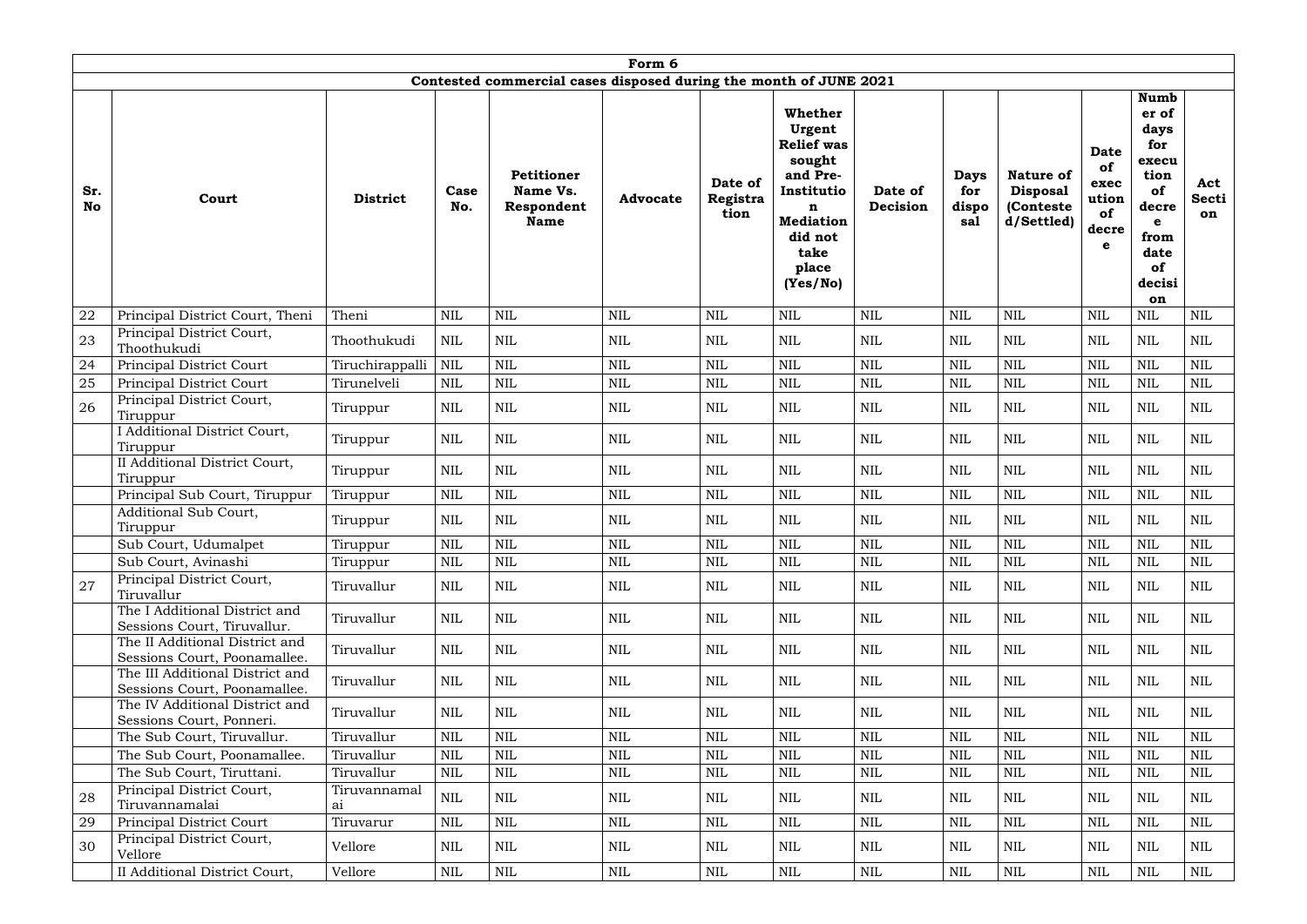| Form 6 | | | | | | | | | | | | | |
|---|---|---|---|---|---|---|---|---|---|---|---|---|---|
| Contested commercial cases disposed during the month of JUNE 2021 | | | | | | | | | | | | | |
| **Sr. No** | **Court** | **District** | **Case No.** | **Petitioner Name Vs. Respondent Name** | **Advocate** | **Date of Registration** | **Whether Urgent Relief was sought and Pre-Institution Mediation did not take place (Yes/No)** | **Date of Decision** | **Days for disposal** | **Nature of Disposal (Contested/Settled)** | **Date of execution of decree** | **Number of days for execution of decree from date of decision** | **Act Section** |
| 22 | Principal District Court, Theni | Theni | NIL | NIL | NIL | NIL | NIL | NIL | NIL | NIL | NIL | NIL | NIL |
| 23 | Principal District Court, Thoothukudi | Thoothukudi | NIL | NIL | NIL | NIL | NIL | NIL | NIL | NIL | NIL | NIL | NIL |
| 24 | Principal District Court | Tiruchirappalli | NIL | NIL | NIL | NIL | NIL | NIL | NIL | NIL | NIL | NIL | NIL |
| 25 | Principal District Court | Tirunelveli | NIL | NIL | NIL | NIL | NIL | NIL | NIL | NIL | NIL | NIL | NIL |
| 26 | Principal District Court, Tiruppur | Tiruppur | NIL | NIL | NIL | NIL | NIL | NIL | NIL | NIL | NIL | NIL | NIL |
| | I Additional District Court, Tiruppur | Tiruppur | NIL | NIL | NIL | NIL | NIL | NIL | NIL | NIL | NIL | NIL | NIL |
| | II Additional District Court, Tiruppur | Tiruppur | NIL | NIL | NIL | NIL | NIL | NIL | NIL | NIL | NIL | NIL | NIL |
| | Principal Sub Court, Tiruppur | Tiruppur | NIL | NIL | NIL | NIL | NIL | NIL | NIL | NIL | NIL | NIL | NIL |
| | Additional Sub Court, Tiruppur | Tiruppur | NIL | NIL | NIL | NIL | NIL | NIL | NIL | NIL | NIL | NIL | NIL |
| | Sub Court, Udumalpet | Tiruppur | NIL | NIL | NIL | NIL | NIL | NIL | NIL | NIL | NIL | NIL | NIL |
| | Sub Court, Avinashi | Tiruppur | NIL | NIL | NIL | NIL | NIL | NIL | NIL | NIL | NIL | NIL | NIL |
| 27 | Principal District Court, Tiruvallur | Tiruvallur | NIL | NIL | NIL | NIL | NIL | NIL | NIL | NIL | NIL | NIL | NIL |
| | The I Additional District and Sessions Court, Tiruvallur. | Tiruvallur | NIL | NIL | NIL | NIL | NIL | NIL | NIL | NIL | NIL | NIL | NIL |
| | The II Additional District and Sessions Court, Poonamallee. | Tiruvallur | NIL | NIL | NIL | NIL | NIL | NIL | NIL | NIL | NIL | NIL | NIL |
| | The III Additional District and Sessions Court, Poonamallee. | Tiruvallur | NIL | NIL | NIL | NIL | NIL | NIL | NIL | NIL | NIL | NIL | NIL |
| | The IV Additional District and Sessions Court, Ponneri. | Tiruvallur | NIL | NIL | NIL | NIL | NIL | NIL | NIL | NIL | NIL | NIL | NIL |
| | The Sub Court, Tiruvallur. | Tiruvallur | NIL | NIL | NIL | NIL | NIL | NIL | NIL | NIL | NIL | NIL | NIL |
| | The Sub Court, Poonamallee. | Tiruvallur | NIL | NIL | NIL | NIL | NIL | NIL | NIL | NIL | NIL | NIL | NIL |
| | The Sub Court, Tiruttani. | Tiruvallur | NIL | NIL | NIL | NIL | NIL | NIL | NIL | NIL | NIL | NIL | NIL |
| 28 | Principal District Court, Tiruvannamalai | Tiruvannamalai | NIL | NIL | NIL | NIL | NIL | NIL | NIL | NIL | NIL | NIL | NIL |
| 29 | Principal District Court | Tiruvarur | NIL | NIL | NIL | NIL | NIL | NIL | NIL | NIL | NIL | NIL | NIL |
| 30 | Principal District Court, Vellore | Vellore | NIL | NIL | NIL | NIL | NIL | NIL | NIL | NIL | NIL | NIL | NIL |
| | II Additional District Court, | Vellore | NIL | NIL | NIL | NIL | NIL | NIL | NIL | NIL | NIL | NIL | NIL |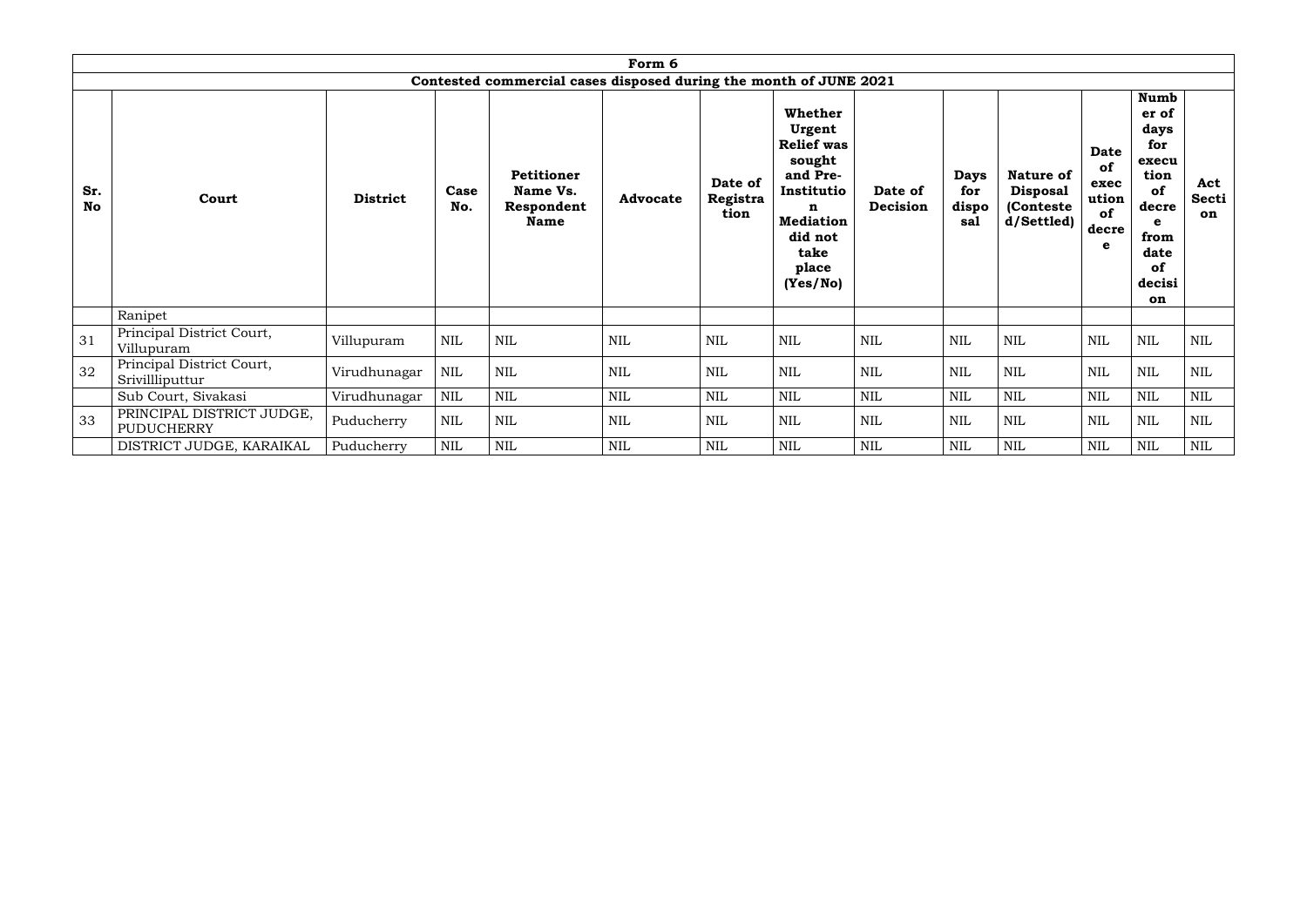| Form 6 | | | | | | | | | | | | | |
|---|---|---|---|---|---|---|---|---|---|---|---|---|---|
| Contested commercial cases disposed during the month of JUNE 2021 | | | | | | | | | | | | | |
| **Sr. No** | **Court** | **District** | **Case No.** | **Petitioner Name Vs. Respondent Name** | **Advocate** | **Date of Registration** | **Whether Urgent Relief was sought and Pre-Institution Mediation did not take place (Yes/No)** | **Date of Decision** | **Days for disposal** | **Nature of Disposal (Contested/Settled)** | **Date of execution of decree** | **Number of days for execution of decree from date of decision** | **Act Section** |
| | Ranipet | | | | | | | | | | | | |
| 31 | Principal District Court, Villupuram | Villupuram | NIL | NIL | NIL | NIL | NIL | NIL | NIL | NIL | NIL | NIL | NIL |
| 32 | Principal District Court, Srivillliputtur | Virudhunagar | NIL | NIL | NIL | NIL | NIL | NIL | NIL | NIL | NIL | NIL | NIL |
| | Sub Court, Sivakasi | Virudhunagar | NIL | NIL | NIL | NIL | NIL | NIL | NIL | NIL | NIL | NIL | NIL |
| 33 | PRINCIPAL DISTRICT JUDGE, PUDUCHERRY | Puducherry | NIL | NIL | NIL | NIL | NIL | NIL | NIL | NIL | NIL | NIL | NIL |
| | DISTRICT JUDGE, KARAIKAL | Puducherry | NIL | NIL | NIL | NIL | NIL | NIL | NIL | NIL | NIL | NIL | NIL |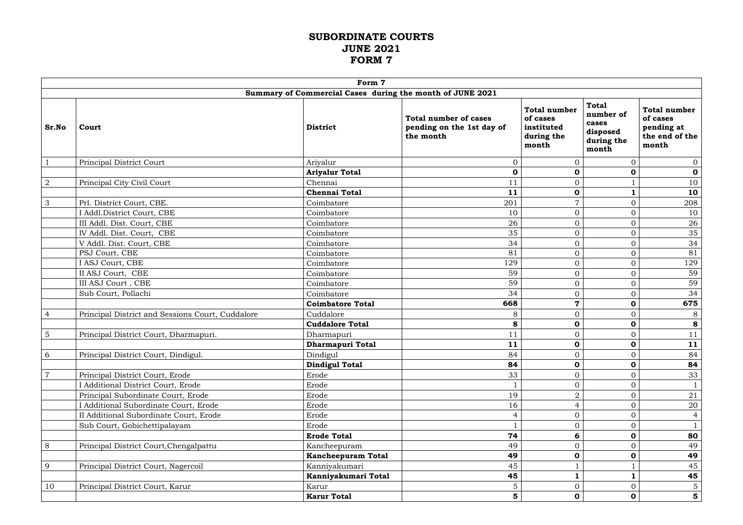# SUBORDINATE COURTS
# JUNE 2021
# FORM 7

| Form 7 | | | | | | |
|---|---|---|---|---|---|---|
| **Summary of Commercial Cases during the month of JUNE 2021** | | | | | | |
| **Sr.No** | **Court** | **District** | **Total number of cases pending on the 1st day of the month** | **Total number of cases instituted during the month** | **Total number of cases disposed during the month** | **Total number of cases pending at the end of the month** |
| 1 | Principal District Court | Ariyalur | 0 | 0 | 0 | 0 |
| | | **Ariyalur Total** | **0** | **0** | **0** | **0** |
| 2 | Principal City Civil Court | Chennai | 11 | 0 | 1 | 10 |
| | | **Chennai Total** | **11** | **0** | **1** | **10** |
| 3 | Prl. District Court, CBE. | Coimbatore | 201 | 7 | 0 | 208 |
| | I Addl.District Court, CBE | Coimbatore | 10 | 0 | 0 | 10 |
| | III Addl. Dist. Court, CBE | Coimbatore | 26 | 0 | 0 | 26 |
| | IV Addl. Dist. Court, CBE | Coimbatore | 35 | 0 | 0 | 35 |
| | V Addl. Dist. Court, CBE | Coimbatore | 34 | 0 | 0 | 34 |
| | PSJ Court, CBE | Coimbatore | 81 | 0 | 0 | 81 |
| | I ASJ Court, CBE | Coimbatore | 129 | 0 | 0 | 129 |
| | II ASJ Court, CBE | Coimbatore | 59 | 0 | 0 | 59 |
| | III ASJ Court , CBE | Coimbatore | 59 | 0 | 0 | 59 |
| | Sub Court, Pollachi | Coimbatore | 34 | 0 | 0 | 34 |
| | | **Coimbatore Total** | **668** | **7** | **0** | **675** |
| 4 | Principal District and Sessions Court, Cuddalore | Cuddalore | 8 | 0 | 0 | 8 |
| | | **Cuddalore Total** | **8** | **0** | **0** | **8** |
| 5 | Principal District Court, Dharmapuri. | Dharmapuri | 11 | 0 | 0 | 11 |
| | | **Dharmapuri Total** | **11** | **0** | **0** | **11** |
| 6 | Principal District Court, Dindigul. | Dindigul | 84 | 0 | 0 | 84 |
| | | **Dindigul Total** | **84** | **0** | **0** | **84** |
| 7 | Principal District Court, Erode | Erode | 33 | 0 | 0 | 33 |
| | I Additional District Court, Erode | Erode | 1 | 0 | 0 | 1 |
| | Principal Subordinate Court, Erode | Erode | 19 | 2 | 0 | 21 |
| | I Additional Subordinate Court, Erode | Erode | 16 | 4 | 0 | 20 |
| | II Additional Subordinate Court, Erode | Erode | 4 | 0 | 0 | 4 |
| | Sub Court, Gobichettipalayam | Erode | 1 | 0 | 0 | 1 |
| | | **Erode Total** | **74** | **6** | **0** | **80** |
| 8 | Principal District Court,Chengalpattu | Kancheepuram | 49 | 0 | 0 | 49 |
| | | **Kancheepuram Total** | **49** | **0** | **0** | **49** |
| 9 | Principal District Court, Nagercoil | Kanniyakumari | 45 | 1 | 1 | 45 |
| | | **Kanniyakumari Total** | **45** | **1** | **1** | **45** |
| 10 | Principal District Court, Karur | Karur | 5 | 0 | 0 | 5 |
| | | **Karur Total** | **5** | **0** | **0** | **5** |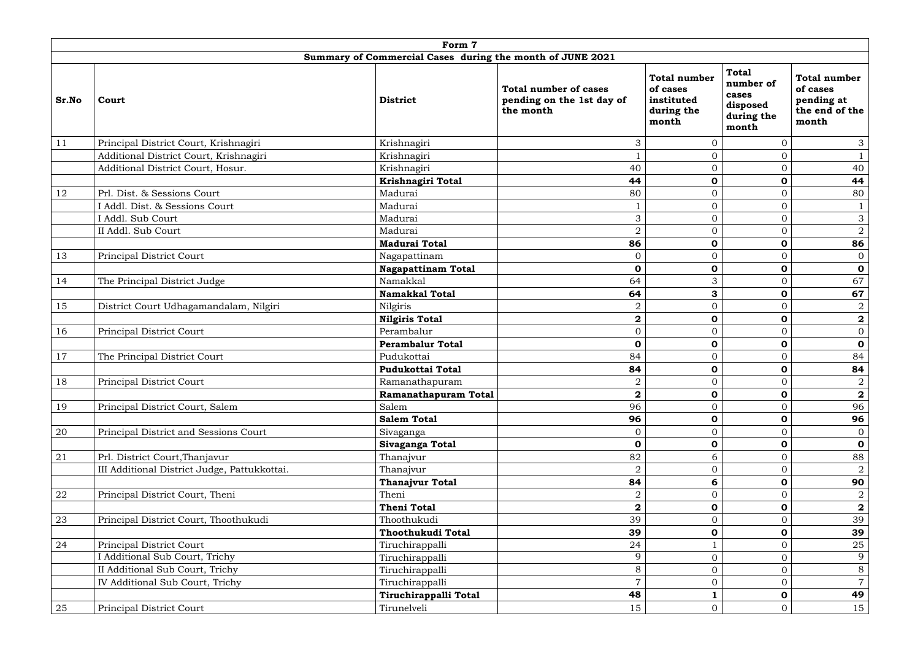| Form 7 | | | | | | |
|---|---|---|---|---|---|---|
| **Summary of Commercial Cases during the month of JUNE 2021** | | | | | | |
| **Sr.No** | **Court** | **District** | **Total number of cases pending on the 1st day of the month** | **Total number of cases instituted during the month** | **Total number of cases disposed during the month** | **Total number of cases pending at the end of the month** |
| 11 | Principal District Court, Krishnagiri | Krishnagiri | 3 | 0 | 0 | 3 |
| | Additional District Court, Krishnagiri | Krishnagiri | 1 | 0 | 0 | 1 |
| | Additional District Court, Hosur. | Krishnagiri | 40 | 0 | 0 | 40 |
| | | **Krishnagiri Total** | **44** | **0** | **0** | **44** |
| 12 | Prl. Dist. & Sessions Court | Madurai | 80 | 0 | 0 | 80 |
| | I Addl. Dist. & Sessions Court | Madurai | 1 | 0 | 0 | 1 |
| | I Addl. Sub Court | Madurai | 3 | 0 | 0 | 3 |
| | II Addl. Sub Court | Madurai | 2 | 0 | 0 | 2 |
| | | **Madurai Total** | **86** | **0** | **0** | **86** |
| 13 | Principal District Court | Nagapattinam | 0 | 0 | 0 | 0 |
| | | **Nagapattinam Total** | **0** | **0** | **0** | **0** |
| 14 | The Principal District Judge | Namakkal | 64 | 3 | 0 | 67 |
| | | **Namakkal Total** | **64** | **3** | **0** | **67** |
| 15 | District Court Udhagamandalam, Nilgiri | Nilgiris | 2 | 0 | 0 | 2 |
| | | **Nilgiris Total** | **2** | **0** | **0** | **2** |
| 16 | Principal District Court | Perambalur | 0 | 0 | 0 | 0 |
| | | **Perambalur Total** | **0** | **0** | **0** | **0** |
| 17 | The Principal District Court | Pudukottai | 84 | 0 | 0 | 84 |
| | | **Pudukottai Total** | **84** | **0** | **0** | **84** |
| 18 | Principal District Court | Ramanathapuram | 2 | 0 | 0 | 2 |
| | | **Ramanathapuram Total** | **2** | **0** | **0** | **2** |
| 19 | Principal District Court, Salem | Salem | 96 | 0 | 0 | 96 |
| | | **Salem Total** | **96** | **0** | **0** | **96** |
| 20 | Principal District and Sessions Court | Sivaganga | 0 | 0 | 0 | 0 |
| | | **Sivaganga Total** | **0** | **0** | **0** | **0** |
| 21 | Prl. District Court,Thanjavur | Thanajvur | 82 | 6 | 0 | 88 |
| | III Additional District Judge, Pattukkottai. | Thanajvur | 2 | 0 | 0 | 2 |
| | | **Thanajvur Total** | **84** | **6** | **0** | **90** |
| 22 | Principal District Court, Theni | Theni | 2 | 0 | 0 | 2 |
| | | **Theni Total** | **2** | **0** | **0** | **2** |
| 23 | Principal District Court, Thoothukudi | Thoothukudi | 39 | 0 | 0 | 39 |
| | | **Thoothukudi Total** | **39** | **0** | **0** | **39** |
| 24 | Principal District Court | Tiruchirappalli | 24 | 1 | 0 | 25 |
| | I Additional Sub Court, Trichy | Tiruchirappalli | 9 | 0 | 0 | 9 |
| | II Additional Sub Court, Trichy | Tiruchirappalli | 8 | 0 | 0 | 8 |
| | IV Additional Sub Court, Trichy | Tiruchirappalli | 7 | 0 | 0 | 7 |
| | | **Tiruchirappalli Total** | **48** | **1** | **0** | **49** |
| 25 | Principal District Court | Tirunelveli | 15 | 0 | 0 | 15 |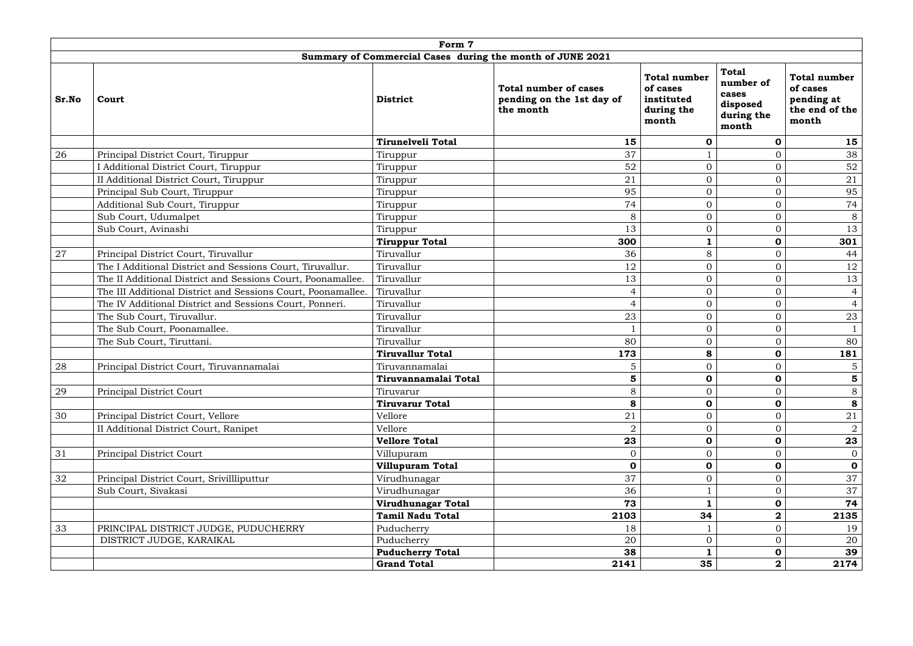| Form 7 | | | | | | |
|---|---|---|---|---|---|---|
| **Summary of Commercial Cases during the month of JUNE 2021** | | | | | | |
| **Sr.No** | **Court** | **District** | **Total number of cases pending on the 1st day of the month** | **Total number of cases instituted during the month** | **Total number of cases disposed during the month** | **Total number of cases pending at the end of the month** |
| | | **Tirunelveli Total** | **15** | **0** | **0** | **15** |
| 26 | Principal District Court, Tiruppur | Tiruppur | 37 | 1 | 0 | 38 |
| | I Additional District Court, Tiruppur | Tiruppur | 52 | 0 | 0 | 52 |
| | II Additional District Court, Tiruppur | Tiruppur | 21 | 0 | 0 | 21 |
| | Principal Sub Court, Tiruppur | Tiruppur | 95 | 0 | 0 | 95 |
| | Additional Sub Court, Tiruppur | Tiruppur | 74 | 0 | 0 | 74 |
| | Sub Court, Udumalpet | Tiruppur | 8 | 0 | 0 | 8 |
| | Sub Court, Avinashi | Tiruppur | 13 | 0 | 0 | 13 |
| | | **Tiruppur Total** | **300** | **1** | **0** | **301** |
| 27 | Principal District Court, Tiruvallur | Tiruvallur | 36 | 8 | 0 | 44 |
| | The I Additional District and Sessions Court, Tiruvallur. | Tiruvallur | 12 | 0 | 0 | 12 |
| | The II Additional District and Sessions Court, Poonamallee. | Tiruvallur | 13 | 0 | 0 | 13 |
| | The III Additional District and Sessions Court, Poonamallee. | Tiruvallur | 4 | 0 | 0 | 4 |
| | The IV Additional District and Sessions Court, Ponneri. | Tiruvallur | 4 | 0 | 0 | 4 |
| | The Sub Court, Tiruvallur. | Tiruvallur | 23 | 0 | 0 | 23 |
| | The Sub Court, Poonamallee. | Tiruvallur | 1 | 0 | 0 | 1 |
| | The Sub Court, Tiruttani. | Tiruvallur | 80 | 0 | 0 | 80 |
| | | **Tiruvallur Total** | **173** | **8** | **0** | **181** |
| 28 | Principal District Court, Tiruvannamalai | Tiruvannamalai | 5 | 0 | 0 | 5 |
| | | **Tiruvannamalai Total** | **5** | **0** | **0** | **5** |
| 29 | Principal District Court | Tiruvarur | 8 | 0 | 0 | 8 |
| | | **Tiruvarur Total** | **8** | **0** | **0** | **8** |
| 30 | Principal District Court, Vellore | Vellore | 21 | 0 | 0 | 21 |
| | II Additional District Court, Ranipet | Vellore | 2 | 0 | 0 | 2 |
| | | **Vellore Total** | **23** | **0** | **0** | **23** |
| 31 | Principal District Court | Villupuram | 0 | 0 | 0 | 0 |
| | | **Villupuram Total** | **0** | **0** | **0** | **0** |
| 32 | Principal District Court, Srivillliputtur | Virudhunagar | 37 | 0 | 0 | 37 |
| | Sub Court, Sivakasi | Virudhunagar | 36 | 1 | 0 | 37 |
| | | **Virudhunagar Total** | **73** | **1** | **0** | **74** |
| | | **Tamil Nadu Total** | **2103** | **34** | **2** | **2135** |
| 33 | PRINCIPAL DISTRICT JUDGE, PUDUCHERRY | Puducherry | 18 | 1 | 0 | 19 |
| | DISTRICT JUDGE, KARAIKAL | Puducherry | 20 | 0 | 0 | 20 |
| | | **Puducherry Total** | **38** | **1** | **0** | **39** |
| | | **Grand Total** | **2141** | **35** | **2** | **2174** |